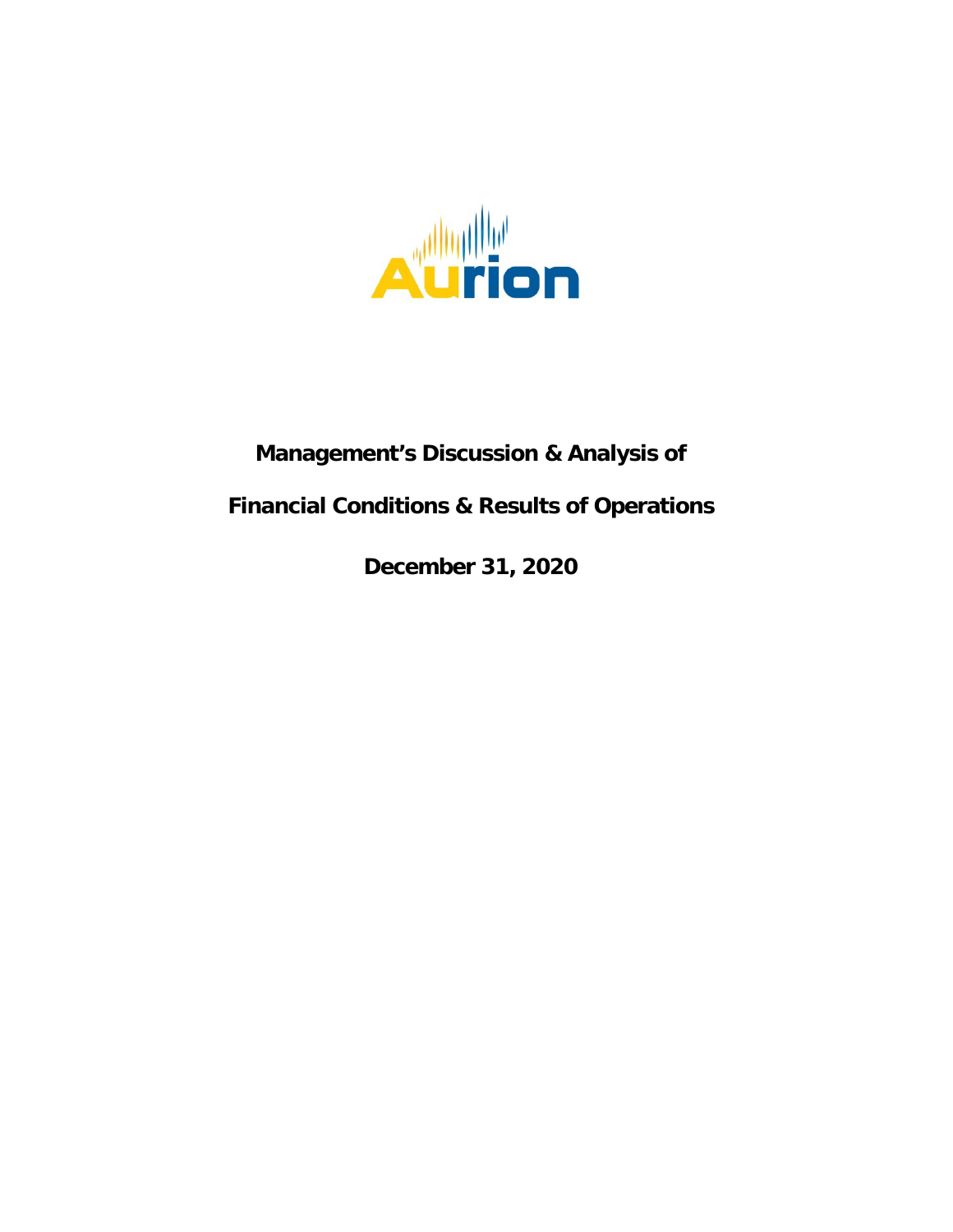# Management's Discussion & Analysis of

# Financial Conditions & Results of Operations

## December 31, 2020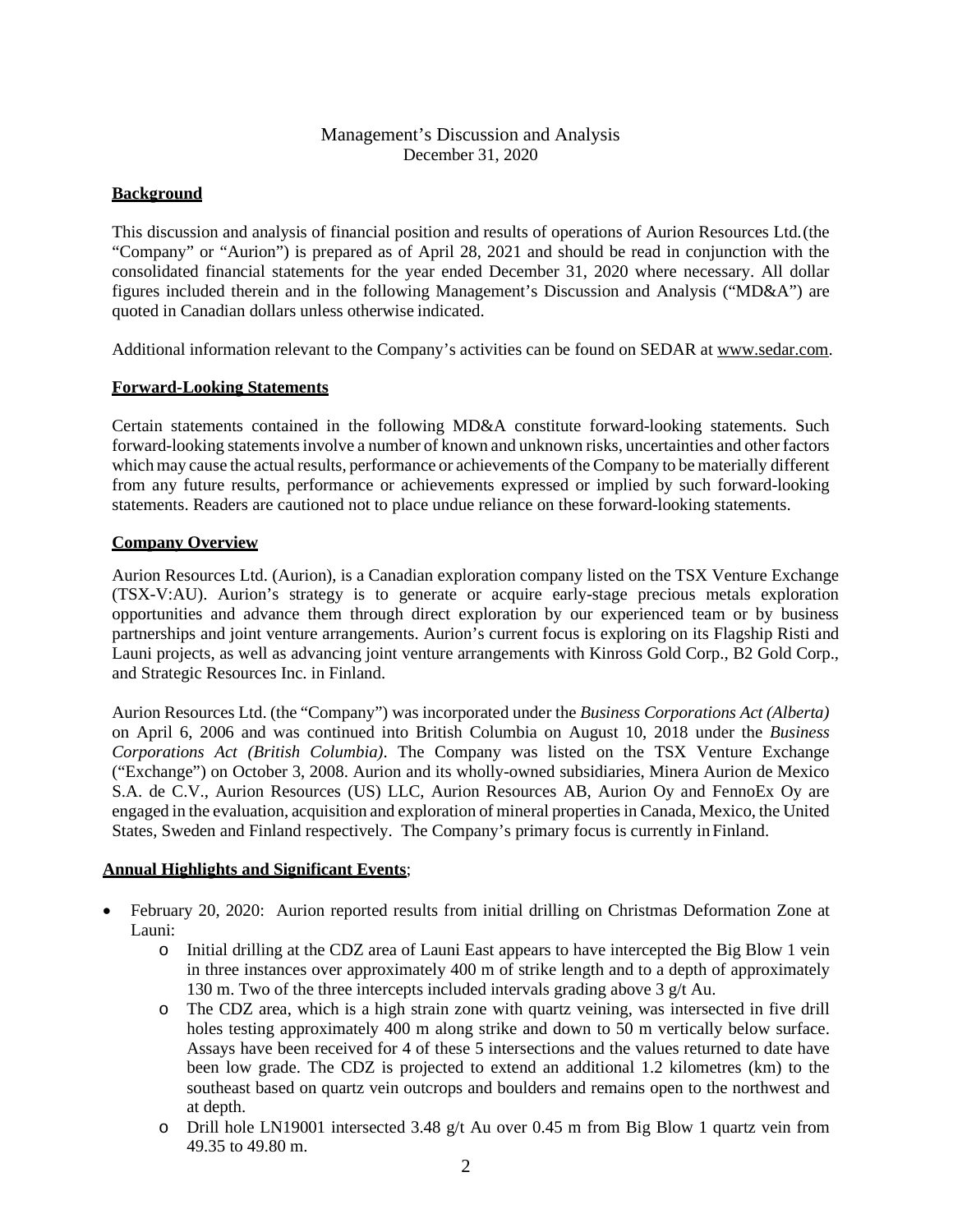# Management's Discussion and Analysis
December 31, 2020

## Background

This discussion and analysis of financial position and results of operations of Aurion Resources Ltd. (the "Company" or "Aurion") is prepared as of April 28, 2021 and should be read in conjunction with the consolidated financial statements for the year ended December 31, 2020 where necessary. All dollar figures included therein and in the following Management's Discussion and Analysis ("MD&A") are quoted in Canadian dollars unless otherwise indicated.

Additional information relevant to the Company's activities can be found on SEDAR at www.sedar.com.

## Forward-Looking Statements

Certain statements contained in the following MD&A constitute forward-looking statements. Such forward-looking statements involve a number of known and unknown risks, uncertainties and other factors which may cause the actual results, performance or achievements of the Company to be materially different from any future results, performance or achievements expressed or implied by such forward-looking statements. Readers are cautioned not to place undue reliance on these forward-looking statements.

## Company Overview

Aurion Resources Ltd. (Aurion), is a Canadian exploration company listed on the TSX Venture Exchange (TSX-V:AU). Aurion's strategy is to generate or acquire early-stage precious metals exploration opportunities and advance them through direct exploration by our experienced team or by business partnerships and joint venture arrangements. Aurion's current focus is exploring on its Flagship Risti and Launi projects, as well as advancing joint venture arrangements with Kinross Gold Corp., B2 Gold Corp., and Strategic Resources Inc. in Finland.

Aurion Resources Ltd. (the "Company") was incorporated under the *Business Corporations Act (Alberta)* on April 6, 2006 and was continued into British Columbia on August 10, 2018 under the *Business Corporations Act (British Columbia)*. The Company was listed on the TSX Venture Exchange ("Exchange") on October 3, 2008. Aurion and its wholly-owned subsidiaries, Minera Aurion de Mexico S.A. de C.V., Aurion Resources (US) LLC, Aurion Resources AB, Aurion Oy and FennoEx Oy are engaged in the evaluation, acquisition and exploration of mineral properties in Canada, Mexico, the United States, Sweden and Finland respectively. The Company's primary focus is currently in Finland.

## Annual Highlights and Significant Events;

- February 20, 2020: Aurion reported results from initial drilling on Christmas Deformation Zone at Launi:
  - Initial drilling at the CDZ area of Launi East appears to have intercepted the Big Blow 1 vein in three instances over approximately 400 m of strike length and to a depth of approximately 130 m. Two of the three intercepts included intervals grading above 3 g/t Au.
  - The CDZ area, which is a high strain zone with quartz veining, was intersected in five drill holes testing approximately 400 m along strike and down to 50 m vertically below surface. Assays have been received for 4 of these 5 intersections and the values returned to date have been low grade. The CDZ is projected to extend an additional 1.2 kilometres (km) to the southeast based on quartz vein outcrops and boulders and remains open to the northwest and at depth.
  - Drill hole LN19001 intersected 3.48 g/t Au over 0.45 m from Big Blow 1 quartz vein from 49.35 to 49.80 m.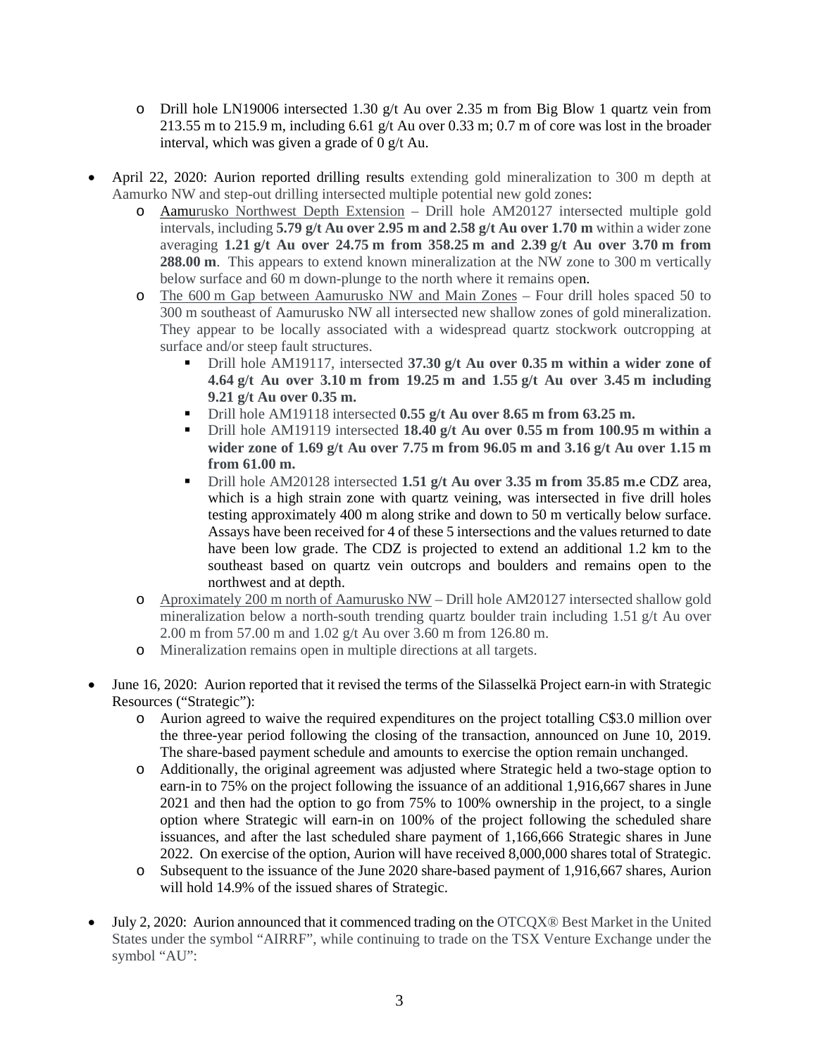- Drill hole LN19006 intersected 1.30 g/t Au over 2.35 m from Big Blow 1 quartz vein from 213.55 m to 215.9 m, including 6.61 g/t Au over 0.33 m; 0.7 m of core was lost in the broader interval, which was given a grade of 0 g/t Au.

- April 22, 2020: Aurion reported drilling results extending gold mineralization to 300 m depth at Aamurko NW and step-out drilling intersected multiple potential new gold zones:
  - Aamurusko Northwest Depth Extension – Drill hole AM20127 intersected multiple gold intervals, including **5.79 g/t Au over 2.95 m and 2.58 g/t Au over 1.70 m** within a wider zone averaging **1.21 g/t Au over 24.75 m from 358.25 m and 2.39 g/t Au over 3.70 m from 288.00 m**. This appears to extend known mineralization at the NW zone to 300 m vertically below surface and 60 m down-plunge to the north where it remains open.
  - The 600 m Gap between Aamurusko NW and Main Zones – Four drill holes spaced 50 to 300 m southeast of Aamurusko NW all intersected new shallow zones of gold mineralization. They appear to be locally associated with a widespread quartz stockwork outcropping at surface and/or steep fault structures.
    - Drill hole AM19117, intersected **37.30 g/t Au over 0.35 m within a wider zone of 4.64 g/t Au over 3.10 m from 19.25 m and 1.55 g/t Au over 3.45 m including 9.21 g/t Au over 0.35 m.**
    - Drill hole AM19118 intersected **0.55 g/t Au over 8.65 m from 63.25 m.**
    - Drill hole AM19119 intersected **18.40 g/t Au over 0.55 m from 100.95 m within a wider zone of 1.69 g/t Au over 7.75 m from 96.05 m and 3.16 g/t Au over 1.15 m from 61.00 m.**
    - Drill hole AM20128 intersected **1.51 g/t Au over 3.35 m from 35.85 m.**e CDZ area, which is a high strain zone with quartz veining, was intersected in five drill holes testing approximately 400 m along strike and down to 50 m vertically below surface. Assays have been received for 4 of these 5 intersections and the values returned to date have been low grade. The CDZ is projected to extend an additional 1.2 km to the southeast based on quartz vein outcrops and boulders and remains open to the northwest and at depth.
  - Aproximately 200 m north of Aamurusko NW – Drill hole AM20127 intersected shallow gold mineralization below a north-south trending quartz boulder train including 1.51 g/t Au over 2.00 m from 57.00 m and 1.02 g/t Au over 3.60 m from 126.80 m.
  - Mineralization remains open in multiple directions at all targets.

- June 16, 2020: Aurion reported that it revised the terms of the Silasselkä Project earn-in with Strategic Resources ("Strategic"):
  - Aurion agreed to waive the required expenditures on the project totalling C$3.0 million over the three-year period following the closing of the transaction, announced on June 10, 2019. The share-based payment schedule and amounts to exercise the option remain unchanged.
  - Additionally, the original agreement was adjusted where Strategic held a two-stage option to earn-in to 75% on the project following the issuance of an additional 1,916,667 shares in June 2021 and then had the option to go from 75% to 100% ownership in the project, to a single option where Strategic will earn-in on 100% of the project following the scheduled share issuances, and after the last scheduled share payment of 1,166,666 Strategic shares in June 2022. On exercise of the option, Aurion will have received 8,000,000 shares total of Strategic.
  - Subsequent to the issuance of the June 2020 share-based payment of 1,916,667 shares, Aurion will hold 14.9% of the issued shares of Strategic.

- July 2, 2020: Aurion announced that it commenced trading on the OTCQX® Best Market in the United States under the symbol "AIRRF", while continuing to trade on the TSX Venture Exchange under the symbol "AU":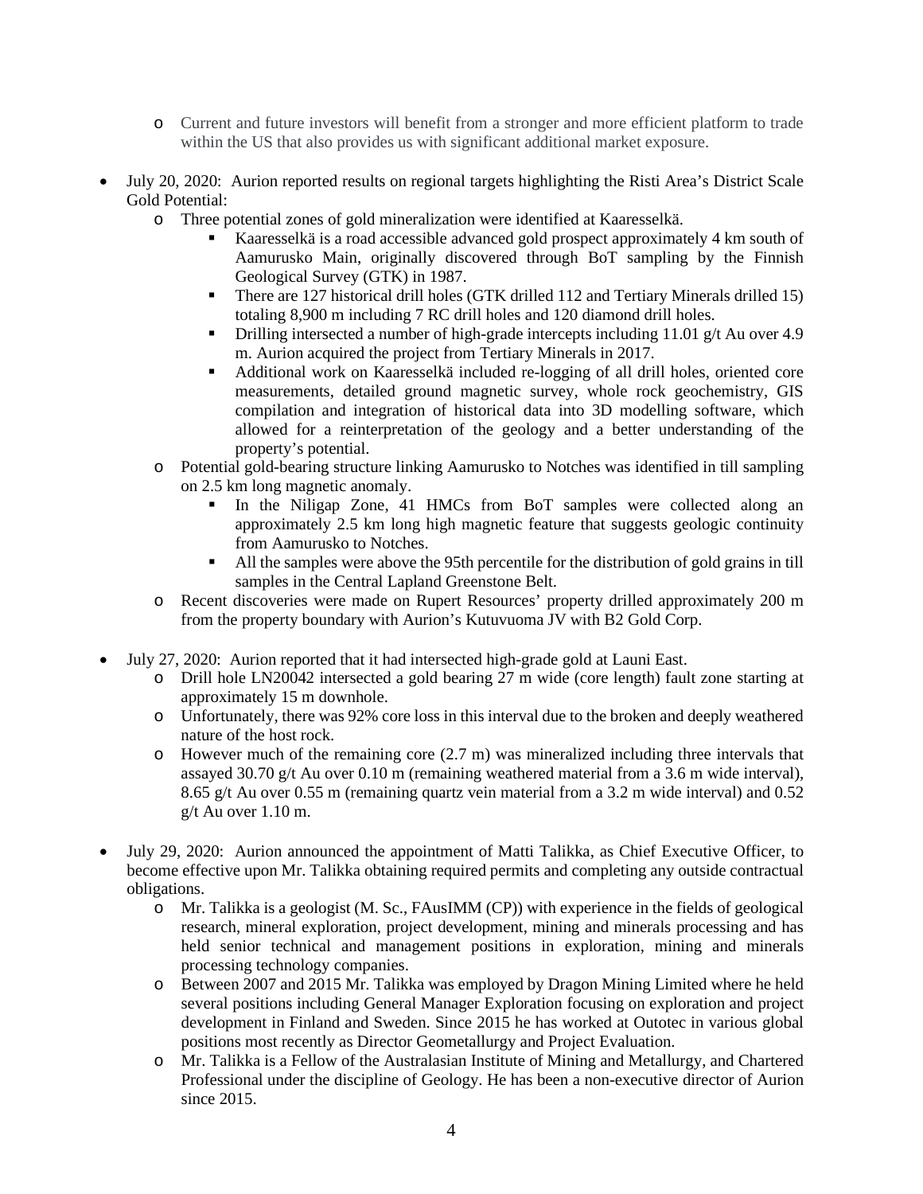- Current and future investors will benefit from a stronger and more efficient platform to trade within the US that also provides us with significant additional market exposure.

- July 20, 2020: Aurion reported results on regional targets highlighting the Risti Area's District Scale Gold Potential:
  - Three potential zones of gold mineralization were identified at Kaaresselkä.
    - Kaaresselkä is a road accessible advanced gold prospect approximately 4 km south of Aamurusko Main, originally discovered through BoT sampling by the Finnish Geological Survey (GTK) in 1987.
    - There are 127 historical drill holes (GTK drilled 112 and Tertiary Minerals drilled 15) totaling 8,900 m including 7 RC drill holes and 120 diamond drill holes.
    - Drilling intersected a number of high-grade intercepts including 11.01 g/t Au over 4.9 m. Aurion acquired the project from Tertiary Minerals in 2017.
    - Additional work on Kaaresselkä included re-logging of all drill holes, oriented core measurements, detailed ground magnetic survey, whole rock geochemistry, GIS compilation and integration of historical data into 3D modelling software, which allowed for a reinterpretation of the geology and a better understanding of the property's potential.
  - Potential gold-bearing structure linking Aamurusko to Notches was identified in till sampling on 2.5 km long magnetic anomaly.
    - In the Niligap Zone, 41 HMCs from BoT samples were collected along an approximately 2.5 km long high magnetic feature that suggests geologic continuity from Aamurusko to Notches.
    - All the samples were above the 95th percentile for the distribution of gold grains in till samples in the Central Lapland Greenstone Belt.
  - Recent discoveries were made on Rupert Resources' property drilled approximately 200 m from the property boundary with Aurion's Kutuvuoma JV with B2 Gold Corp.

- July 27, 2020: Aurion reported that it had intersected high-grade gold at Launi East.
  - Drill hole LN20042 intersected a gold bearing 27 m wide (core length) fault zone starting at approximately 15 m downhole.
  - Unfortunately, there was 92% core loss in this interval due to the broken and deeply weathered nature of the host rock.
  - However much of the remaining core (2.7 m) was mineralized including three intervals that assayed 30.70 g/t Au over 0.10 m (remaining weathered material from a 3.6 m wide interval), 8.65 g/t Au over 0.55 m (remaining quartz vein material from a 3.2 m wide interval) and 0.52 g/t Au over 1.10 m.

- July 29, 2020: Aurion announced the appointment of Matti Talikka, as Chief Executive Officer, to become effective upon Mr. Talikka obtaining required permits and completing any outside contractual obligations.
  - Mr. Talikka is a geologist (M. Sc., FAusIMM (CP)) with experience in the fields of geological research, mineral exploration, project development, mining and minerals processing and has held senior technical and management positions in exploration, mining and minerals processing technology companies.
  - Between 2007 and 2015 Mr. Talikka was employed by Dragon Mining Limited where he held several positions including General Manager Exploration focusing on exploration and project development in Finland and Sweden. Since 2015 he has worked at Outotec in various global positions most recently as Director Geometallurgy and Project Evaluation.
  - Mr. Talikka is a Fellow of the Australasian Institute of Mining and Metallurgy, and Chartered Professional under the discipline of Geology. He has been a non-executive director of Aurion since 2015.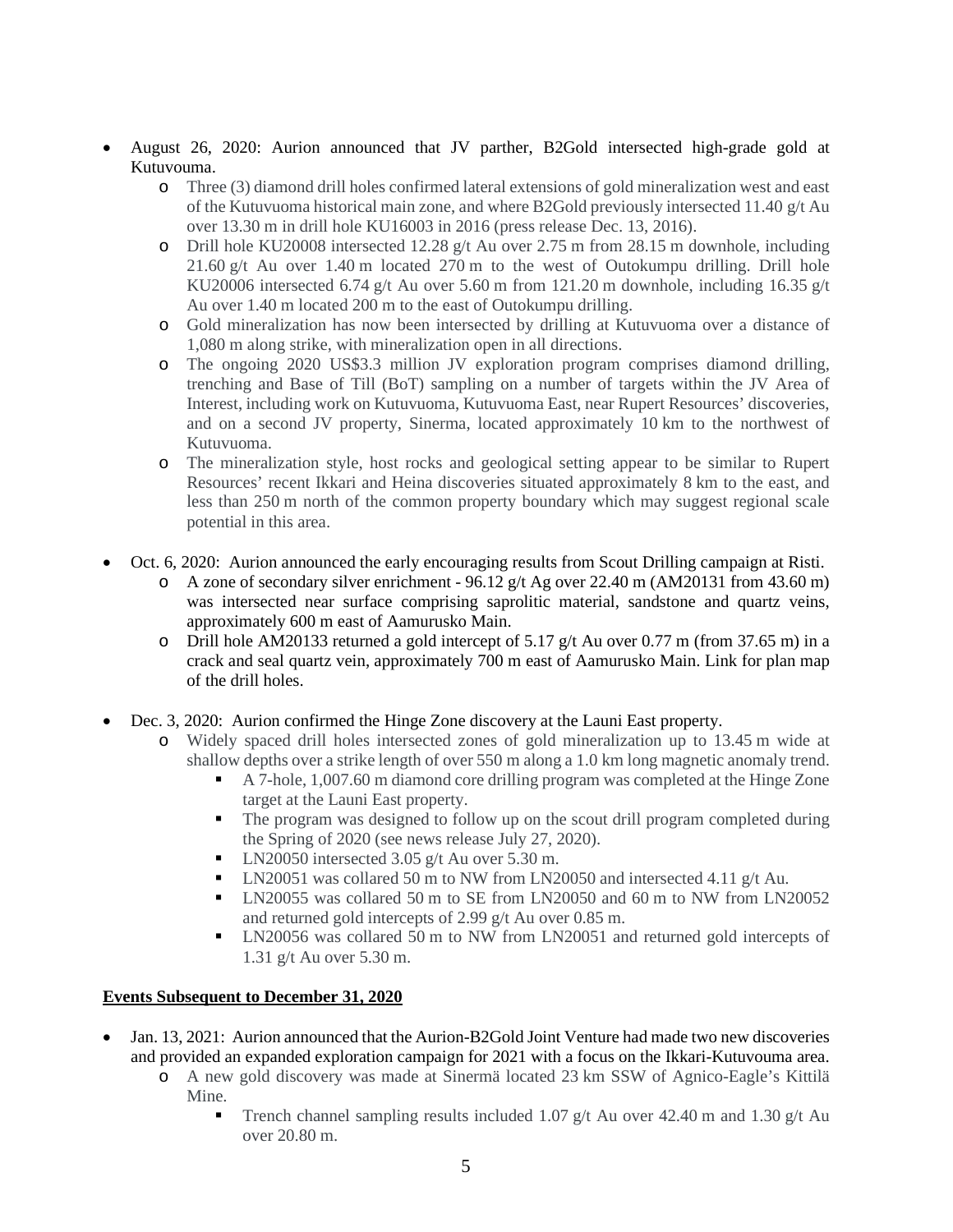- August 26, 2020: Aurion announced that JV parther, B2Gold intersected high-grade gold at Kutuvouma.
  - Three (3) diamond drill holes confirmed lateral extensions of gold mineralization west and east of the Kutuvuoma historical main zone, and where B2Gold previously intersected 11.40 g/t Au over 13.30 m in drill hole KU16003 in 2016 (press release Dec. 13, 2016).
  - Drill hole KU20008 intersected 12.28 g/t Au over 2.75 m from 28.15 m downhole, including 21.60 g/t Au over 1.40 m located 270 m to the west of Outokumpu drilling. Drill hole KU20006 intersected 6.74 g/t Au over 5.60 m from 121.20 m downhole, including 16.35 g/t Au over 1.40 m located 200 m to the east of Outokumpu drilling.
  - Gold mineralization has now been intersected by drilling at Kutuvuoma over a distance of 1,080 m along strike, with mineralization open in all directions.
  - The ongoing 2020 US$3.3 million JV exploration program comprises diamond drilling, trenching and Base of Till (BoT) sampling on a number of targets within the JV Area of Interest, including work on Kutuvuoma, Kutuvuoma East, near Rupert Resources' discoveries, and on a second JV property, Sinerma, located approximately 10 km to the northwest of Kutuvuoma.
  - The mineralization style, host rocks and geological setting appear to be similar to Rupert Resources' recent Ikkari and Heina discoveries situated approximately 8 km to the east, and less than 250 m north of the common property boundary which may suggest regional scale potential in this area.

- Oct. 6, 2020: Aurion announced the early encouraging results from Scout Drilling campaign at Risti.
  - A zone of secondary silver enrichment - 96.12 g/t Ag over 22.40 m (AM20131 from 43.60 m) was intersected near surface comprising saprolitic material, sandstone and quartz veins, approximately 600 m east of Aamurusko Main.
  - Drill hole AM20133 returned a gold intercept of 5.17 g/t Au over 0.77 m (from 37.65 m) in a crack and seal quartz vein, approximately 700 m east of Aamurusko Main. Link for plan map of the drill holes.

- Dec. 3, 2020: Aurion confirmed the Hinge Zone discovery at the Launi East property.
  - Widely spaced drill holes intersected zones of gold mineralization up to 13.45 m wide at shallow depths over a strike length of over 550 m along a 1.0 km long magnetic anomaly trend.
    - A 7-hole, 1,007.60 m diamond core drilling program was completed at the Hinge Zone target at the Launi East property.
    - The program was designed to follow up on the scout drill program completed during the Spring of 2020 (see news release July 27, 2020).
    - LN20050 intersected 3.05 g/t Au over 5.30 m.
    - LN20051 was collared 50 m to NW from LN20050 and intersected 4.11 g/t Au.
    - LN20055 was collared 50 m to SE from LN20050 and 60 m to NW from LN20052 and returned gold intercepts of 2.99 g/t Au over 0.85 m.
    - LN20056 was collared 50 m to NW from LN20051 and returned gold intercepts of 1.31 g/t Au over 5.30 m.

**Events Subsequent to December 31, 2020**

- Jan. 13, 2021: Aurion announced that the Aurion-B2Gold Joint Venture had made two new discoveries and provided an expanded exploration campaign for 2021 with a focus on the Ikkari-Kutuvouma area.
  - A new gold discovery was made at Sinermä located 23 km SSW of Agnico-Eagle's Kittilä Mine.
    - Trench channel sampling results included 1.07 g/t Au over 42.40 m and 1.30 g/t Au over 20.80 m.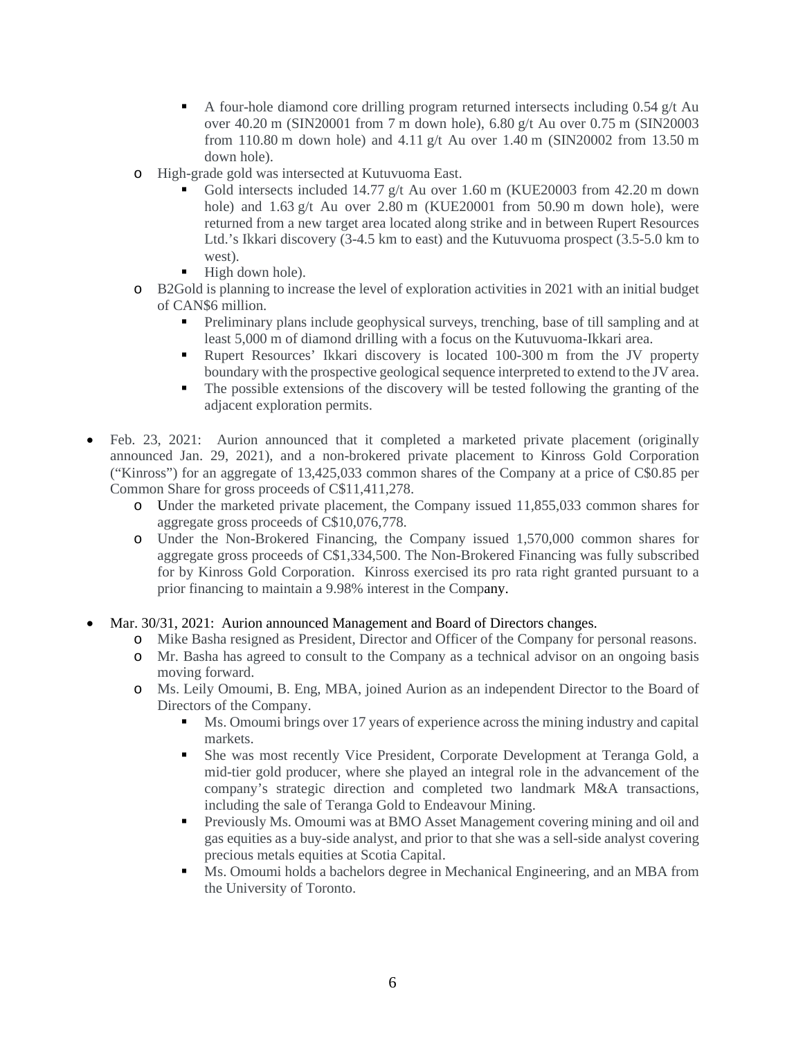- A four-hole diamond core drilling program returned intersects including 0.54 g/t Au over 40.20 m (SIN20001 from 7 m down hole), 6.80 g/t Au over 0.75 m (SIN20003 from 110.80 m down hole) and 4.11 g/t Au over 1.40 m (SIN20002 from 13.50 m down hole).
    - High-grade gold was intersected at Kutuvuoma East.
        - Gold intersects included 14.77 g/t Au over 1.60 m (KUE20003 from 42.20 m down hole) and 1.63 g/t Au over 2.80 m (KUE20001 from 50.90 m down hole), were returned from a new target area located along strike and in between Rupert Resources Ltd.'s Ikkari discovery (3-4.5 km to east) and the Kutuvuoma prospect (3.5-5.0 km to west).
        - High down hole).
    - B2Gold is planning to increase the level of exploration activities in 2021 with an initial budget of CAN$6 million.
        - Preliminary plans include geophysical surveys, trenching, base of till sampling and at least 5,000 m of diamond drilling with a focus on the Kutuvuoma-Ikkari area.
        - Rupert Resources' Ikkari discovery is located 100-300 m from the JV property boundary with the prospective geological sequence interpreted to extend to the JV area.
        - The possible extensions of the discovery will be tested following the granting of the adjacent exploration permits.

- Feb. 23, 2021: Aurion announced that it completed a marketed private placement (originally announced Jan. 29, 2021), and a non-brokered private placement to Kinross Gold Corporation ("Kinross") for an aggregate of 13,425,033 common shares of the Company at a price of C$0.85 per Common Share for gross proceeds of C$11,411,278.
    - Under the marketed private placement, the Company issued 11,855,033 common shares for aggregate gross proceeds of C$10,076,778.
    - Under the Non-Brokered Financing, the Company issued 1,570,000 common shares for aggregate gross proceeds of C$1,334,500. The Non-Brokered Financing was fully subscribed for by Kinross Gold Corporation. Kinross exercised its pro rata right granted pursuant to a prior financing to maintain a 9.98% interest in the Company.

- Mar. 30/31, 2021: Aurion announced Management and Board of Directors changes.
    - Mike Basha resigned as President, Director and Officer of the Company for personal reasons.
    - Mr. Basha has agreed to consult to the Company as a technical advisor on an ongoing basis moving forward.
    - Ms. Leily Omoumi, B. Eng, MBA, joined Aurion as an independent Director to the Board of Directors of the Company.
        - Ms. Omoumi brings over 17 years of experience across the mining industry and capital markets.
        - She was most recently Vice President, Corporate Development at Teranga Gold, a mid-tier gold producer, where she played an integral role in the advancement of the company's strategic direction and completed two landmark M&A transactions, including the sale of Teranga Gold to Endeavour Mining.
        - Previously Ms. Omoumi was at BMO Asset Management covering mining and oil and gas equities as a buy-side analyst, and prior to that she was a sell-side analyst covering precious metals equities at Scotia Capital.
        - Ms. Omoumi holds a bachelors degree in Mechanical Engineering, and an MBA from the University of Toronto.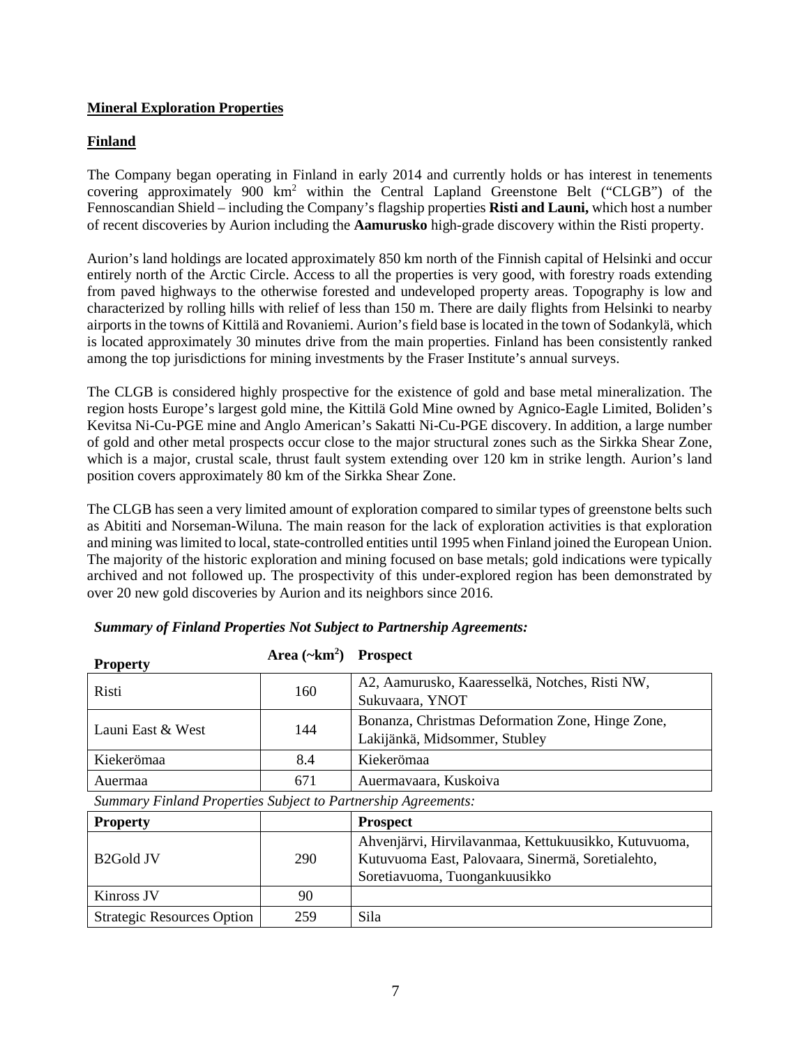**Mineral Exploration Properties**

**Finland**

The Company began operating in Finland in early 2014 and currently holds or has interest in tenements covering approximately 900 $km^2$ within the Central Lapland Greenstone Belt ("CLGB") of the Fennoscandian Shield – including the Company's flagship properties **Risti and Launi,** which host a number of recent discoveries by Aurion including the **Aamurusko** high-grade discovery within the Risti property.

Aurion's land holdings are located approximately 850 km north of the Finnish capital of Helsinki and occur entirely north of the Arctic Circle. Access to all the properties is very good, with forestry roads extending from paved highways to the otherwise forested and undeveloped property areas. Topography is low and characterized by rolling hills with relief of less than 150 m. There are daily flights from Helsinki to nearby airports in the towns of Kittilä and Rovaniemi. Aurion's field base is located in the town of Sodankylä, which is located approximately 30 minutes drive from the main properties. Finland has been consistently ranked among the top jurisdictions for mining investments by the Fraser Institute's annual surveys.

The CLGB is considered highly prospective for the existence of gold and base metal mineralization. The region hosts Europe's largest gold mine, the Kittilä Gold Mine owned by Agnico-Eagle Limited, Boliden's Kevitsa Ni-Cu-PGE mine and Anglo American's Sakatti Ni-Cu-PGE discovery. In addition, a large number of gold and other metal prospects occur close to the major structural zones such as the Sirkka Shear Zone, which is a major, crustal scale, thrust fault system extending over 120 km in strike length. Aurion's land position covers approximately 80 km of the Sirkka Shear Zone.

The CLGB has seen a very limited amount of exploration compared to similar types of greenstone belts such as Abititi and Norseman-Wiluna. The main reason for the lack of exploration activities is that exploration and mining was limited to local, state-controlled entities until 1995 when Finland joined the European Union. The majority of the historic exploration and mining focused on base metals; gold indications were typically archived and not followed up. The prospectivity of this under-explored region has been demonstrated by over 20 new gold discoveries by Aurion and its neighbors since 2016.

***Summary of Finland Properties Not Subject to Partnership Agreements:***

| Property | Area (~$km^2$) | Prospect |
|---|---|---|
| Risti | 160 | A2, Aamurusko, Kaaresselkä, Notches, Risti NW, Sukuvaara, YNOT |
| Launi East & West | 144 | Bonanza, Christmas Deformation Zone, Hinge Zone, Lakijänkä, Midsommer, Stubley |
| Kiekerömaa | 8.4 | Kiekerömaa |
| Auermaa | 671 | Auermavaara, Kuskoiva |

*Summary Finland Properties Subject to Partnership Agreements:*

| Property | | Prospect |
|---|---|---|
| B2Gold JV | 290 | Ahvenjärvi, Hirvilavanmaa, Kettukuusikko, Kutuvuoma, Kutuvuoma East, Palovaara, Sinermä, Soretialehto, Soretiavuoma, Tuongankuusikko |
| Kinross JV | 90 | |
| Strategic Resources Option | 259 | Sila |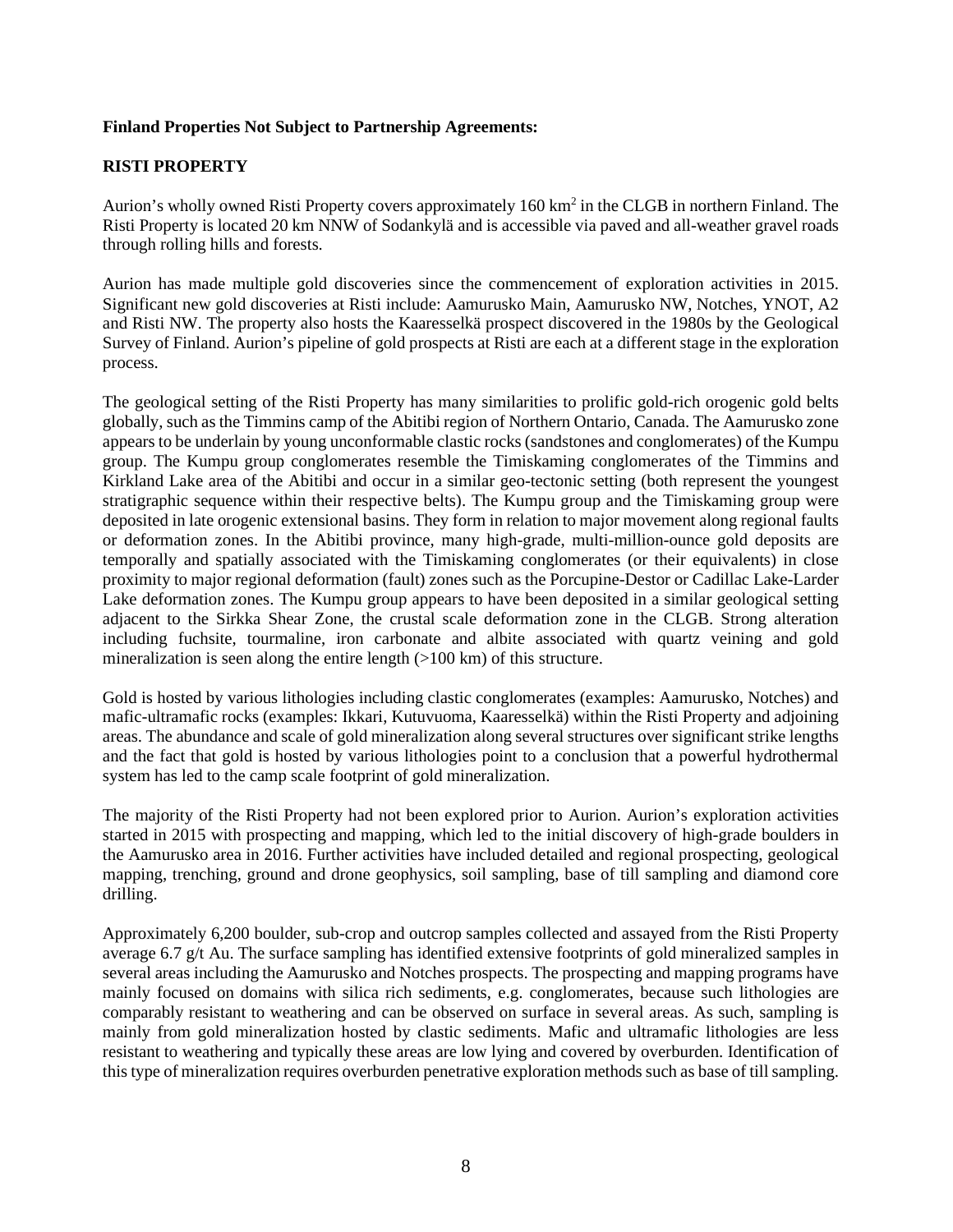**Finland Properties Not Subject to Partnership Agreements:**

**RISTI PROPERTY**

Aurion's wholly owned Risti Property covers approximately 160 $km^2$ in the CLGB in northern Finland. The Risti Property is located 20 km NNW of Sodankylä and is accessible via paved and all-weather gravel roads through rolling hills and forests.

Aurion has made multiple gold discoveries since the commencement of exploration activities in 2015. Significant new gold discoveries at Risti include: Aamurusko Main, Aamurusko NW, Notches, YNOT, A2 and Risti NW. The property also hosts the Kaaresselkä prospect discovered in the 1980s by the Geological Survey of Finland. Aurion's pipeline of gold prospects at Risti are each at a different stage in the exploration process.

The geological setting of the Risti Property has many similarities to prolific gold-rich orogenic gold belts globally, such as the Timmins camp of the Abitibi region of Northern Ontario, Canada. The Aamurusko zone appears to be underlain by young unconformable clastic rocks (sandstones and conglomerates) of the Kumpu group. The Kumpu group conglomerates resemble the Timiskaming conglomerates of the Timmins and Kirkland Lake area of the Abitibi and occur in a similar geo-tectonic setting (both represent the youngest stratigraphic sequence within their respective belts). The Kumpu group and the Timiskaming group were deposited in late orogenic extensional basins. They form in relation to major movement along regional faults or deformation zones. In the Abitibi province, many high-grade, multi-million-ounce gold deposits are temporally and spatially associated with the Timiskaming conglomerates (or their equivalents) in close proximity to major regional deformation (fault) zones such as the Porcupine-Destor or Cadillac Lake-Larder Lake deformation zones. The Kumpu group appears to have been deposited in a similar geological setting adjacent to the Sirkka Shear Zone, the crustal scale deformation zone in the CLGB. Strong alteration including fuchsite, tourmaline, iron carbonate and albite associated with quartz veining and gold mineralization is seen along the entire length (>100 km) of this structure.

Gold is hosted by various lithologies including clastic conglomerates (examples: Aamurusko, Notches) and mafic-ultramafic rocks (examples: Ikkari, Kutuvuoma, Kaaresselkä) within the Risti Property and adjoining areas. The abundance and scale of gold mineralization along several structures over significant strike lengths and the fact that gold is hosted by various lithologies point to a conclusion that a powerful hydrothermal system has led to the camp scale footprint of gold mineralization.

The majority of the Risti Property had not been explored prior to Aurion. Aurion's exploration activities started in 2015 with prospecting and mapping, which led to the initial discovery of high-grade boulders in the Aamurusko area in 2016. Further activities have included detailed and regional prospecting, geological mapping, trenching, ground and drone geophysics, soil sampling, base of till sampling and diamond core drilling.

Approximately 6,200 boulder, sub-crop and outcrop samples collected and assayed from the Risti Property average 6.7 g/t Au. The surface sampling has identified extensive footprints of gold mineralized samples in several areas including the Aamurusko and Notches prospects. The prospecting and mapping programs have mainly focused on domains with silica rich sediments, e.g. conglomerates, because such lithologies are comparably resistant to weathering and can be observed on surface in several areas. As such, sampling is mainly from gold mineralization hosted by clastic sediments. Mafic and ultramafic lithologies are less resistant to weathering and typically these areas are low lying and covered by overburden. Identification of this type of mineralization requires overburden penetrative exploration methods such as base of till sampling.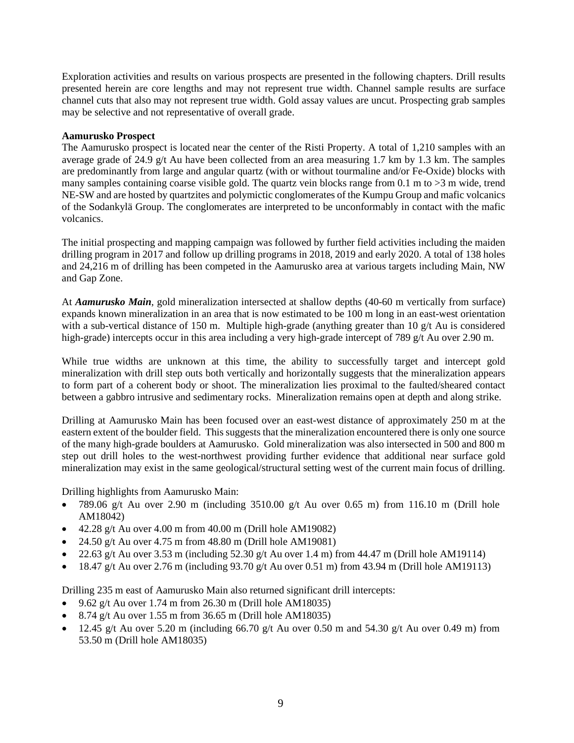Exploration activities and results on various prospects are presented in the following chapters. Drill results presented herein are core lengths and may not represent true width. Channel sample results are surface channel cuts that also may not represent true width. Gold assay values are uncut. Prospecting grab samples may be selective and not representative of overall grade.

**Aamurusko Prospect**

The Aamurusko prospect is located near the center of the Risti Property. A total of 1,210 samples with an average grade of 24.9 g/t Au have been collected from an area measuring 1.7 km by 1.3 km. The samples are predominantly from large and angular quartz (with or without tourmaline and/or Fe-Oxide) blocks with many samples containing coarse visible gold. The quartz vein blocks range from 0.1 m to >3 m wide, trend NE-SW and are hosted by quartzites and polymictic conglomerates of the Kumpu Group and mafic volcanics of the Sodankylä Group. The conglomerates are interpreted to be unconformably in contact with the mafic volcanics.

The initial prospecting and mapping campaign was followed by further field activities including the maiden drilling program in 2017 and follow up drilling programs in 2018, 2019 and early 2020. A total of 138 holes and 24,216 m of drilling has been competed in the Aamurusko area at various targets including Main, NW and Gap Zone.

At ***Aamurusko Main***, gold mineralization intersected at shallow depths (40-60 m vertically from surface) expands known mineralization in an area that is now estimated to be 100 m long in an east-west orientation with a sub-vertical distance of 150 m. Multiple high-grade (anything greater than 10 g/t Au is considered high-grade) intercepts occur in this area including a very high-grade intercept of 789 g/t Au over 2.90 m.

While true widths are unknown at this time, the ability to successfully target and intercept gold mineralization with drill step outs both vertically and horizontally suggests that the mineralization appears to form part of a coherent body or shoot. The mineralization lies proximal to the faulted/sheared contact between a gabbro intrusive and sedimentary rocks. Mineralization remains open at depth and along strike.

Drilling at Aamurusko Main has been focused over an east-west distance of approximately 250 m at the eastern extent of the boulder field. This suggests that the mineralization encountered there is only one source of the many high-grade boulders at Aamurusko. Gold mineralization was also intersected in 500 and 800 m step out drill holes to the west-northwest providing further evidence that additional near surface gold mineralization may exist in the same geological/structural setting west of the current main focus of drilling.

Drilling highlights from Aamurusko Main:

- 789.06 g/t Au over 2.90 m (including 3510.00 g/t Au over 0.65 m) from 116.10 m (Drill hole AM18042)
- 42.28 g/t Au over 4.00 m from 40.00 m (Drill hole AM19082)
- 24.50 g/t Au over 4.75 m from 48.80 m (Drill hole AM19081)
- 22.63 g/t Au over 3.53 m (including 52.30 g/t Au over 1.4 m) from 44.47 m (Drill hole AM19114)
- 18.47 g/t Au over 2.76 m (including 93.70 g/t Au over 0.51 m) from 43.94 m (Drill hole AM19113)

Drilling 235 m east of Aamurusko Main also returned significant drill intercepts:

- 9.62 g/t Au over 1.74 m from 26.30 m (Drill hole AM18035)
- 8.74 g/t Au over 1.55 m from 36.65 m (Drill hole AM18035)
- 12.45 g/t Au over 5.20 m (including 66.70 g/t Au over 0.50 m and 54.30 g/t Au over 0.49 m) from 53.50 m (Drill hole AM18035)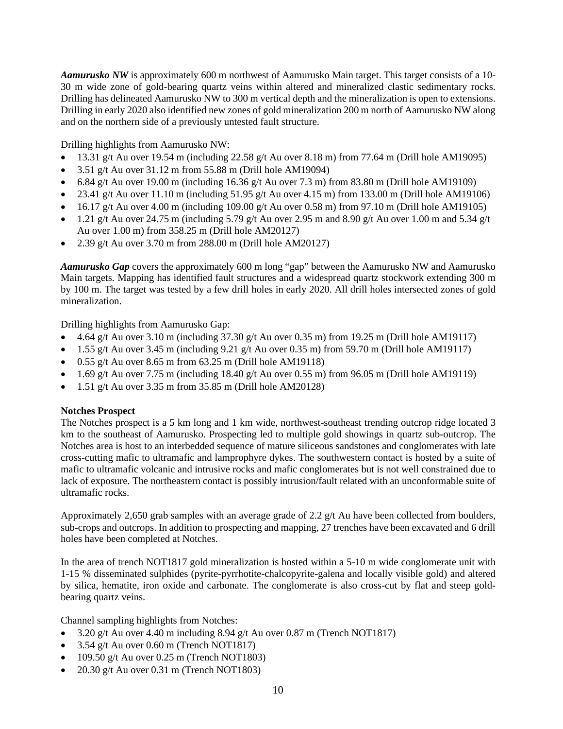***Aamurusko NW*** is approximately 600 m northwest of Aamurusko Main target. This target consists of a 10-30 m wide zone of gold-bearing quartz veins within altered and mineralized clastic sedimentary rocks. Drilling has delineated Aamurusko NW to 300 m vertical depth and the mineralization is open to extensions. Drilling in early 2020 also identified new zones of gold mineralization 200 m north of Aamurusko NW along and on the northern side of a previously untested fault structure.

Drilling highlights from Aamurusko NW:

- 13.31 g/t Au over 19.54 m (including 22.58 g/t Au over 8.18 m) from 77.64 m (Drill hole AM19095)
- 3.51 g/t Au over 31.12 m from 55.88 m (Drill hole AM19094)
- 6.84 g/t Au over 19.00 m (including 16.36 g/t Au over 7.3 m) from 83.80 m (Drill hole AM19109)
- 23.41 g/t Au over 11.10 m (including 51.95 g/t Au over 4.15 m) from 133.00 m (Drill hole AM19106)
- 16.17 g/t Au over 4.00 m (including 109.00 g/t Au over 0.58 m) from 97.10 m (Drill hole AM19105)
- 1.21 g/t Au over 24.75 m (including 5.79 g/t Au over 2.95 m and 8.90 g/t Au over 1.00 m and 5.34 g/t Au over 1.00 m) from 358.25 m (Drill hole AM20127)
- 2.39 g/t Au over 3.70 m from 288.00 m (Drill hole AM20127)

***Aamurusko Gap*** covers the approximately 600 m long "gap" between the Aamurusko NW and Aamurusko Main targets. Mapping has identified fault structures and a widespread quartz stockwork extending 300 m by 100 m. The target was tested by a few drill holes in early 2020. All drill holes intersected zones of gold mineralization.

Drilling highlights from Aamurusko Gap:

- 4.64 g/t Au over 3.10 m (including 37.30 g/t Au over 0.35 m) from 19.25 m (Drill hole AM19117)
- 1.55 g/t Au over 3.45 m (including 9.21 g/t Au over 0.35 m) from 59.70 m (Drill hole AM19117)
- 0.55 g/t Au over 8.65 m from 63.25 m (Drill hole AM19118)
- 1.69 g/t Au over 7.75 m (including 18.40 g/t Au over 0.55 m) from 96.05 m (Drill hole AM19119)
- 1.51 g/t Au over 3.35 m from 35.85 m (Drill hole AM20128)

**Notches Prospect**

The Notches prospect is a 5 km long and 1 km wide, northwest-southeast trending outcrop ridge located 3 km to the southeast of Aamurusko. Prospecting led to multiple gold showings in quartz sub-outcrop. The Notches area is host to an interbedded sequence of mature siliceous sandstones and conglomerates with late cross-cutting mafic to ultramafic and lamprophyre dykes. The southwestern contact is hosted by a suite of mafic to ultramafic volcanic and intrusive rocks and mafic conglomerates but is not well constrained due to lack of exposure. The northeastern contact is possibly intrusion/fault related with an unconformable suite of ultramafic rocks.

Approximately 2,650 grab samples with an average grade of 2.2 g/t Au have been collected from boulders, sub-crops and outcrops. In addition to prospecting and mapping, 27 trenches have been excavated and 6 drill holes have been completed at Notches.

In the area of trench NOT1817 gold mineralization is hosted within a 5-10 m wide conglomerate unit with 1-15 % disseminated sulphides (pyrite-pyrrhotite-chalcopyrite-galena and locally visible gold) and altered by silica, hematite, iron oxide and carbonate. The conglomerate is also cross-cut by flat and steep gold-bearing quartz veins.

Channel sampling highlights from Notches:

- 3.20 g/t Au over 4.40 m including 8.94 g/t Au over 0.87 m (Trench NOT1817)
- 3.54 g/t Au over 0.60 m (Trench NOT1817)
- 109.50 g/t Au over 0.25 m (Trench NOT1803)
- 20.30 g/t Au over 0.31 m (Trench NOT1803)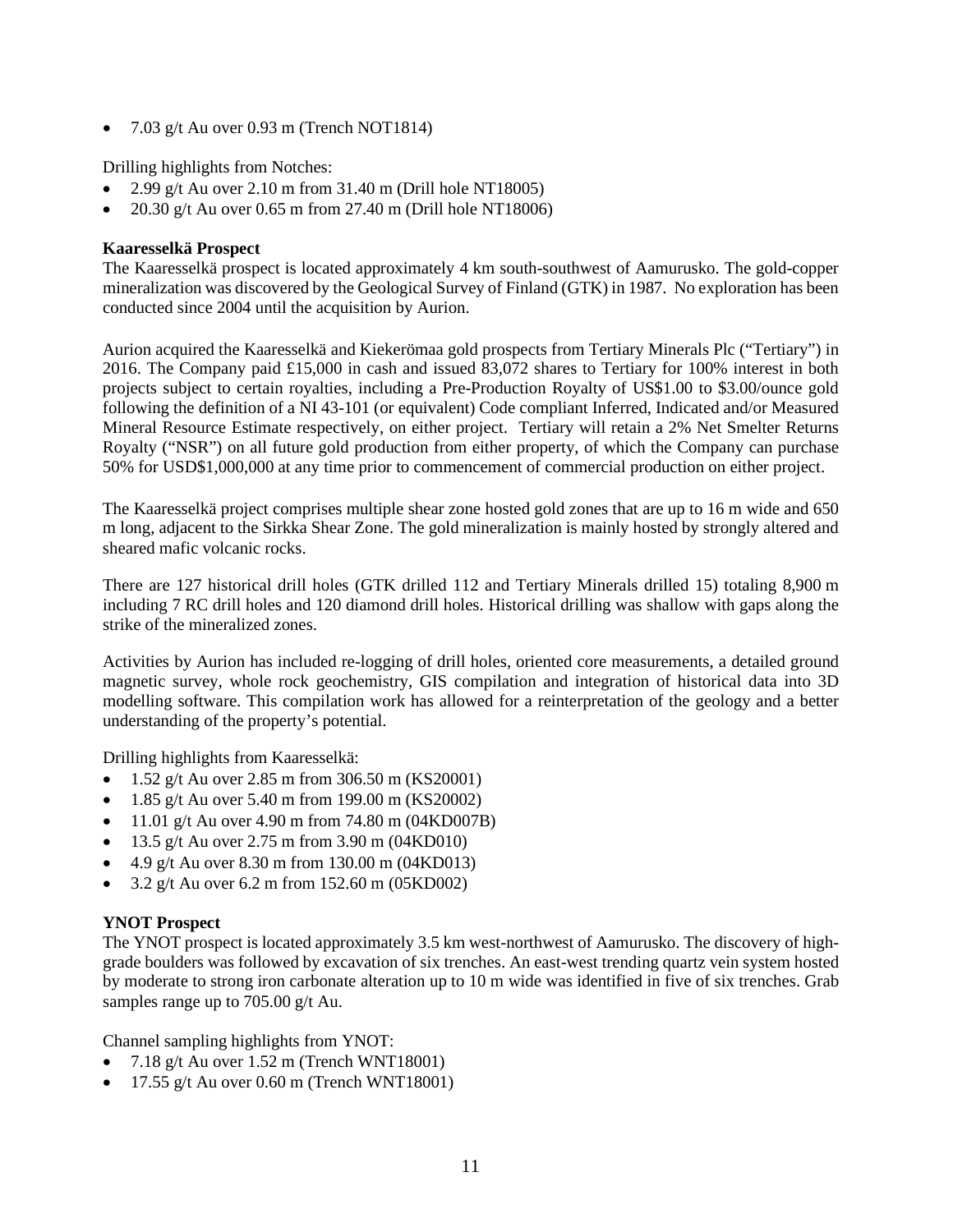- 7.03 g/t Au over 0.93 m (Trench NOT1814)

Drilling highlights from Notches:

- 2.99 g/t Au over 2.10 m from 31.40 m (Drill hole NT18005)
- 20.30 g/t Au over 0.65 m from 27.40 m (Drill hole NT18006)

**Kaaresselkä Prospect**

The Kaaresselkä prospect is located approximately 4 km south-southwest of Aamurusko. The gold-copper mineralization was discovered by the Geological Survey of Finland (GTK) in 1987. No exploration has been conducted since 2004 until the acquisition by Aurion.

Aurion acquired the Kaaresselkä and Kiekerömaa gold prospects from Tertiary Minerals Plc ("Tertiary") in 2016. The Company paid £15,000 in cash and issued 83,072 shares to Tertiary for 100% interest in both projects subject to certain royalties, including a Pre-Production Royalty of US$1.00 to $3.00/ounce gold following the definition of a NI 43-101 (or equivalent) Code compliant Inferred, Indicated and/or Measured Mineral Resource Estimate respectively, on either project. Tertiary will retain a 2% Net Smelter Returns Royalty ("NSR") on all future gold production from either property, of which the Company can purchase 50% for USD$1,000,000 at any time prior to commencement of commercial production on either project.

The Kaaresselkä project comprises multiple shear zone hosted gold zones that are up to 16 m wide and 650 m long, adjacent to the Sirkka Shear Zone. The gold mineralization is mainly hosted by strongly altered and sheared mafic volcanic rocks.

There are 127 historical drill holes (GTK drilled 112 and Tertiary Minerals drilled 15) totaling 8,900 m including 7 RC drill holes and 120 diamond drill holes. Historical drilling was shallow with gaps along the strike of the mineralized zones.

Activities by Aurion has included re-logging of drill holes, oriented core measurements, a detailed ground magnetic survey, whole rock geochemistry, GIS compilation and integration of historical data into 3D modelling software. This compilation work has allowed for a reinterpretation of the geology and a better understanding of the property's potential.

Drilling highlights from Kaaresselkä:

- 1.52 g/t Au over 2.85 m from 306.50 m (KS20001)
- 1.85 g/t Au over 5.40 m from 199.00 m (KS20002)
- 11.01 g/t Au over 4.90 m from 74.80 m (04KD007B)
- 13.5 g/t Au over 2.75 m from 3.90 m (04KD010)
- 4.9 g/t Au over 8.30 m from 130.00 m (04KD013)
- 3.2 g/t Au over 6.2 m from 152.60 m (05KD002)

**YNOT Prospect**

The YNOT prospect is located approximately 3.5 km west-northwest of Aamurusko. The discovery of high-grade boulders was followed by excavation of six trenches. An east-west trending quartz vein system hosted by moderate to strong iron carbonate alteration up to 10 m wide was identified in five of six trenches. Grab samples range up to 705.00 g/t Au.

Channel sampling highlights from YNOT:

- 7.18 g/t Au over 1.52 m (Trench WNT18001)
- 17.55 g/t Au over 0.60 m (Trench WNT18001)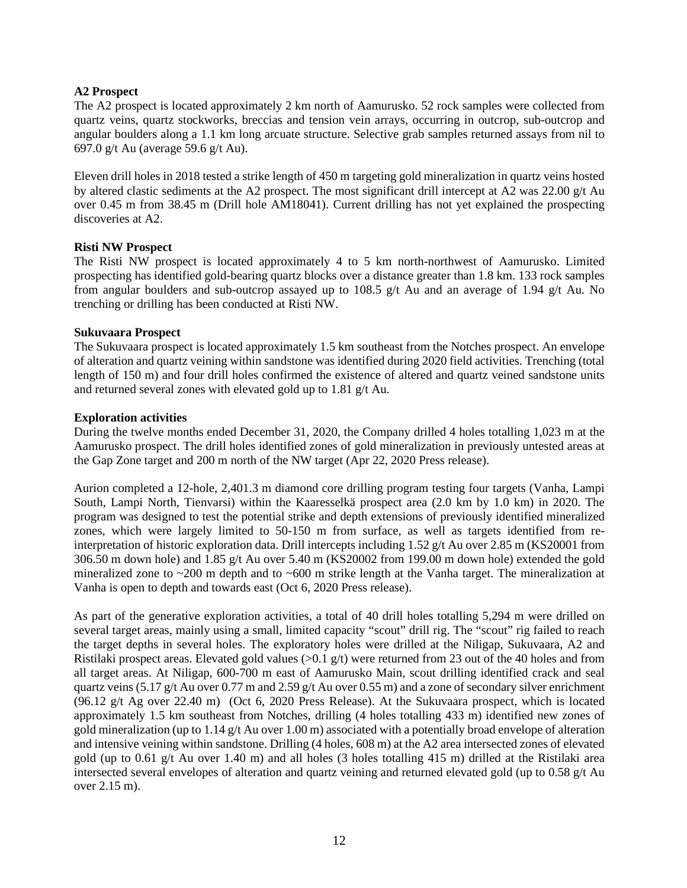**A2 Prospect**

The A2 prospect is located approximately 2 km north of Aamurusko. 52 rock samples were collected from quartz veins, quartz stockworks, breccias and tension vein arrays, occurring in outcrop, sub-outcrop and angular boulders along a 1.1 km long arcuate structure. Selective grab samples returned assays from nil to 697.0 g/t Au (average 59.6 g/t Au).

Eleven drill holes in 2018 tested a strike length of 450 m targeting gold mineralization in quartz veins hosted by altered clastic sediments at the A2 prospect. The most significant drill intercept at A2 was 22.00 g/t Au over 0.45 m from 38.45 m (Drill hole AM18041). Current drilling has not yet explained the prospecting discoveries at A2.

**Risti NW Prospect**

The Risti NW prospect is located approximately 4 to 5 km north-northwest of Aamurusko. Limited prospecting has identified gold-bearing quartz blocks over a distance greater than 1.8 km. 133 rock samples from angular boulders and sub-outcrop assayed up to 108.5 g/t Au and an average of 1.94 g/t Au. No trenching or drilling has been conducted at Risti NW.

**Sukuvaara Prospect**

The Sukuvaara prospect is located approximately 1.5 km southeast from the Notches prospect. An envelope of alteration and quartz veining within sandstone was identified during 2020 field activities. Trenching (total length of 150 m) and four drill holes confirmed the existence of altered and quartz veined sandstone units and returned several zones with elevated gold up to 1.81 g/t Au.

**Exploration activities**

During the twelve months ended December 31, 2020, the Company drilled 4 holes totalling 1,023 m at the Aamurusko prospect. The drill holes identified zones of gold mineralization in previously untested areas at the Gap Zone target and 200 m north of the NW target (Apr 22, 2020 Press release).

Aurion completed a 12-hole, 2,401.3 m diamond core drilling program testing four targets (Vanha, Lampi South, Lampi North, Tienvarsi) within the Kaaresselkä prospect area (2.0 km by 1.0 km) in 2020. The program was designed to test the potential strike and depth extensions of previously identified mineralized zones, which were largely limited to 50-150 m from surface, as well as targets identified from re-interpretation of historic exploration data. Drill intercepts including 1.52 g/t Au over 2.85 m (KS20001 from 306.50 m down hole) and 1.85 g/t Au over 5.40 m (KS20002 from 199.00 m down hole) extended the gold mineralized zone to ~200 m depth and to ~600 m strike length at the Vanha target. The mineralization at Vanha is open to depth and towards east (Oct 6, 2020 Press release).

As part of the generative exploration activities, a total of 40 drill holes totalling 5,294 m were drilled on several target areas, mainly using a small, limited capacity "scout" drill rig. The "scout" rig failed to reach the target depths in several holes. The exploratory holes were drilled at the Niligap, Sukuvaara, A2 and Ristilaki prospect areas. Elevated gold values (>0.1 g/t) were returned from 23 out of the 40 holes and from all target areas. At Niligap, 600-700 m east of Aamurusko Main, scout drilling identified crack and seal quartz veins (5.17 g/t Au over 0.77 m and 2.59 g/t Au over 0.55 m) and a zone of secondary silver enrichment (96.12 g/t Ag over 22.40 m) (Oct 6, 2020 Press Release). At the Sukuvaara prospect, which is located approximately 1.5 km southeast from Notches, drilling (4 holes totalling 433 m) identified new zones of gold mineralization (up to 1.14 g/t Au over 1.00 m) associated with a potentially broad envelope of alteration and intensive veining within sandstone. Drilling (4 holes, 608 m) at the A2 area intersected zones of elevated gold (up to 0.61 g/t Au over 1.40 m) and all holes (3 holes totalling 415 m) drilled at the Ristilaki area intersected several envelopes of alteration and quartz veining and returned elevated gold (up to 0.58 g/t Au over 2.15 m).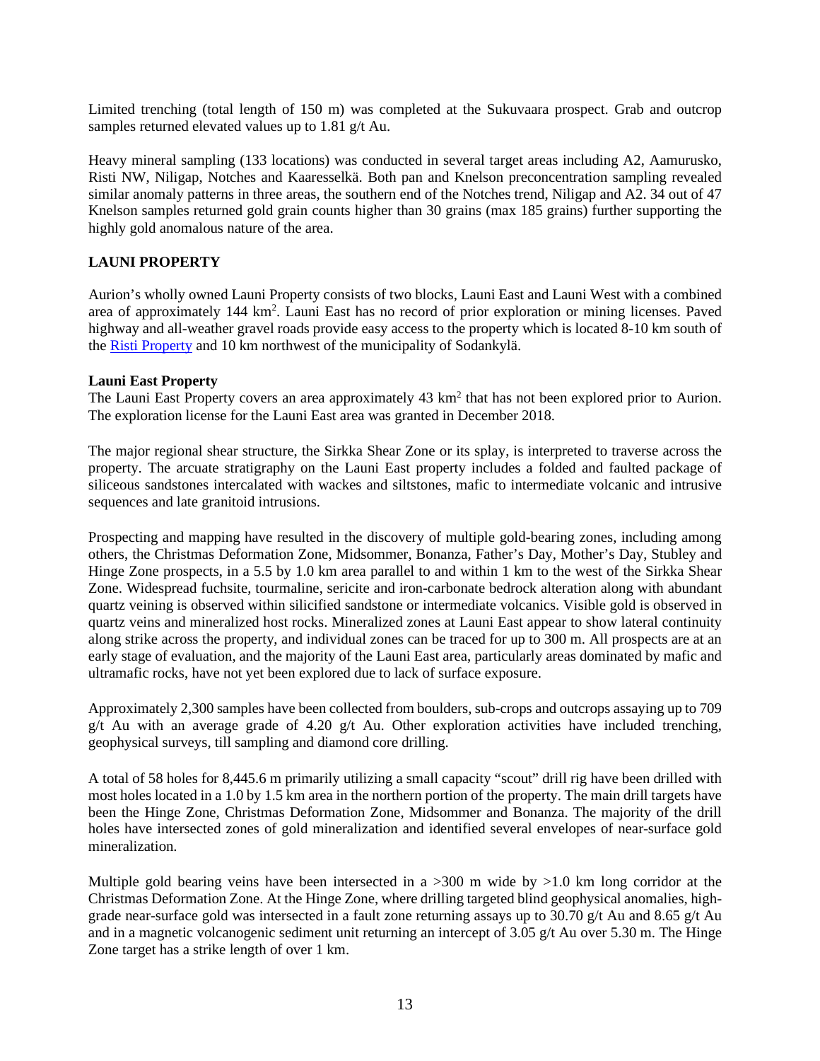Limited trenching (total length of 150 m) was completed at the Sukuvaara prospect. Grab and outcrop samples returned elevated values up to 1.81 g/t Au.

Heavy mineral sampling (133 locations) was conducted in several target areas including A2, Aamurusko, Risti NW, Niligap, Notches and Kaaresselkä. Both pan and Knelson preconcentration sampling revealed similar anomaly patterns in three areas, the southern end of the Notches trend, Niligap and A2. 34 out of 47 Knelson samples returned gold grain counts higher than 30 grains (max 185 grains) further supporting the highly gold anomalous nature of the area.

## LAUNI PROPERTY

Aurion's wholly owned Launi Property consists of two blocks, Launi East and Launi West with a combined area of approximately 144 km$^2$. Launi East has no record of prior exploration or mining licenses. Paved highway and all-weather gravel roads provide easy access to the property which is located 8-10 km south of the Risti Property and 10 km northwest of the municipality of Sodankylä.

### Launi East Property

The Launi East Property covers an area approximately 43 km$^2$ that has not been explored prior to Aurion. The exploration license for the Launi East area was granted in December 2018.

The major regional shear structure, the Sirkka Shear Zone or its splay, is interpreted to traverse across the property. The arcuate stratigraphy on the Launi East property includes a folded and faulted package of siliceous sandstones intercalated with wackes and siltstones, mafic to intermediate volcanic and intrusive sequences and late granitoid intrusions.

Prospecting and mapping have resulted in the discovery of multiple gold-bearing zones, including among others, the Christmas Deformation Zone, Midsommer, Bonanza, Father's Day, Mother's Day, Stubley and Hinge Zone prospects, in a 5.5 by 1.0 km area parallel to and within 1 km to the west of the Sirkka Shear Zone. Widespread fuchsite, tourmaline, sericite and iron-carbonate bedrock alteration along with abundant quartz veining is observed within silicified sandstone or intermediate volcanics. Visible gold is observed in quartz veins and mineralized host rocks. Mineralized zones at Launi East appear to show lateral continuity along strike across the property, and individual zones can be traced for up to 300 m. All prospects are at an early stage of evaluation, and the majority of the Launi East area, particularly areas dominated by mafic and ultramafic rocks, have not yet been explored due to lack of surface exposure.

Approximately 2,300 samples have been collected from boulders, sub-crops and outcrops assaying up to 709 g/t Au with an average grade of 4.20 g/t Au. Other exploration activities have included trenching, geophysical surveys, till sampling and diamond core drilling.

A total of 58 holes for 8,445.6 m primarily utilizing a small capacity "scout" drill rig have been drilled with most holes located in a 1.0 by 1.5 km area in the northern portion of the property. The main drill targets have been the Hinge Zone, Christmas Deformation Zone, Midsommer and Bonanza. The majority of the drill holes have intersected zones of gold mineralization and identified several envelopes of near-surface gold mineralization.

Multiple gold bearing veins have been intersected in a >300 m wide by >1.0 km long corridor at the Christmas Deformation Zone. At the Hinge Zone, where drilling targeted blind geophysical anomalies, high-grade near-surface gold was intersected in a fault zone returning assays up to 30.70 g/t Au and 8.65 g/t Au and in a magnetic volcanogenic sediment unit returning an intercept of 3.05 g/t Au over 5.30 m. The Hinge Zone target has a strike length of over 1 km.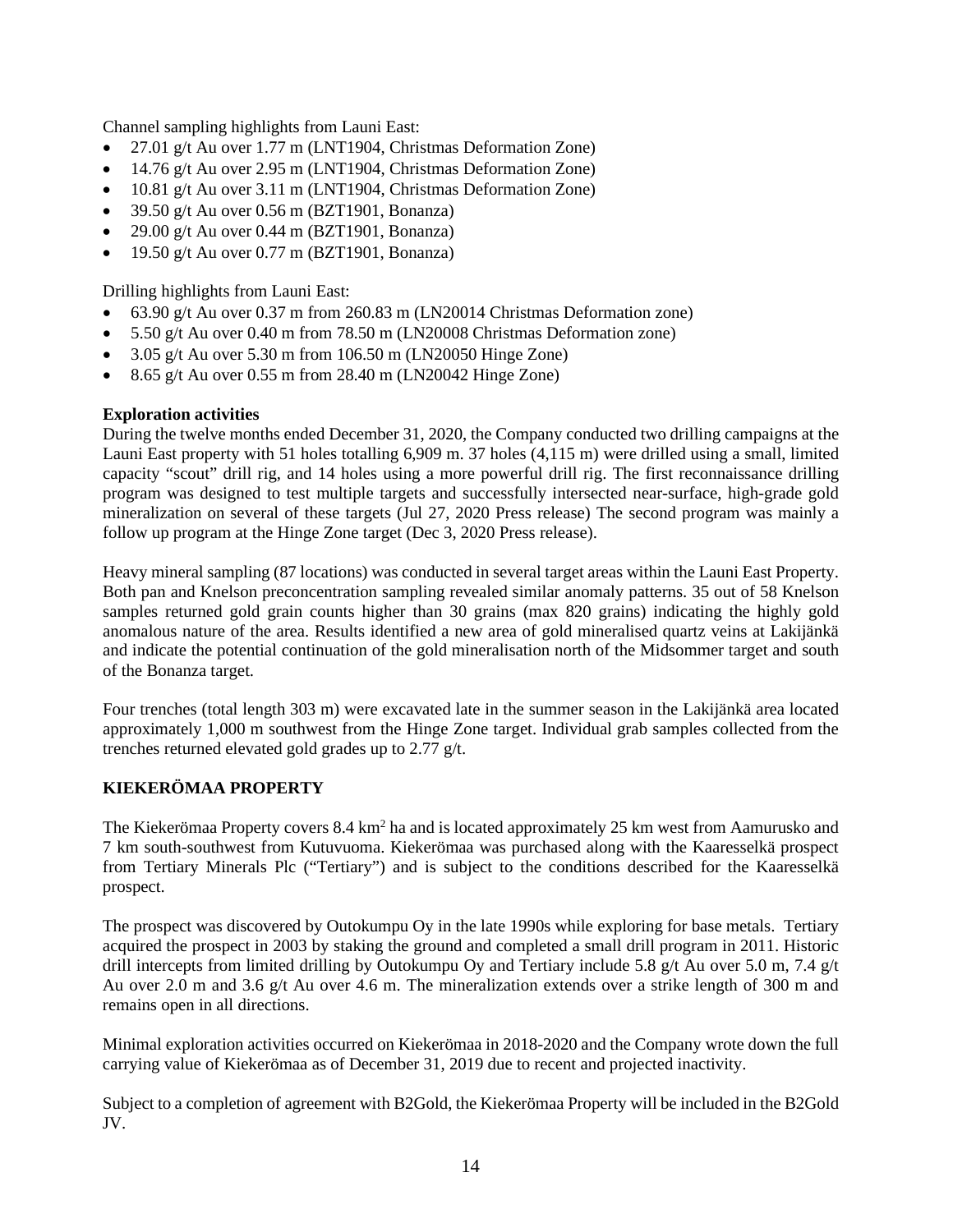Channel sampling highlights from Launi East:

- 27.01 g/t Au over 1.77 m (LNT1904, Christmas Deformation Zone)
- 14.76 g/t Au over 2.95 m (LNT1904, Christmas Deformation Zone)
- 10.81 g/t Au over 3.11 m (LNT1904, Christmas Deformation Zone)
- 39.50 g/t Au over 0.56 m (BZT1901, Bonanza)
- 29.00 g/t Au over 0.44 m (BZT1901, Bonanza)
- 19.50 g/t Au over 0.77 m (BZT1901, Bonanza)

Drilling highlights from Launi East:

- 63.90 g/t Au over 0.37 m from 260.83 m (LN20014 Christmas Deformation zone)
- 5.50 g/t Au over 0.40 m from 78.50 m (LN20008 Christmas Deformation zone)
- 3.05 g/t Au over 5.30 m from 106.50 m (LN20050 Hinge Zone)
- 8.65 g/t Au over 0.55 m from 28.40 m (LN20042 Hinge Zone)

**Exploration activities**

During the twelve months ended December 31, 2020, the Company conducted two drilling campaigns at the Launi East property with 51 holes totalling 6,909 m. 37 holes (4,115 m) were drilled using a small, limited capacity "scout" drill rig, and 14 holes using a more powerful drill rig. The first reconnaissance drilling program was designed to test multiple targets and successfully intersected near-surface, high-grade gold mineralization on several of these targets (Jul 27, 2020 Press release) The second program was mainly a follow up program at the Hinge Zone target (Dec 3, 2020 Press release).

Heavy mineral sampling (87 locations) was conducted in several target areas within the Launi East Property. Both pan and Knelson preconcentration sampling revealed similar anomaly patterns. 35 out of 58 Knelson samples returned gold grain counts higher than 30 grains (max 820 grains) indicating the highly gold anomalous nature of the area. Results identified a new area of gold mineralised quartz veins at Lakijänkä and indicate the potential continuation of the gold mineralisation north of the Midsommer target and south of the Bonanza target.

Four trenches (total length 303 m) were excavated late in the summer season in the Lakijänkä area located approximately 1,000 m southwest from the Hinge Zone target. Individual grab samples collected from the trenches returned elevated gold grades up to 2.77 g/t.

## KIEKERÖMAA PROPERTY

The Kiekerömaa Property covers 8.4 km$^2$ ha and is located approximately 25 km west from Aamurusko and 7 km south-southwest from Kutuvuoma. Kiekerömaa was purchased along with the Kaaresselkä prospect from Tertiary Minerals Plc ("Tertiary") and is subject to the conditions described for the Kaaresselkä prospect.

The prospect was discovered by Outokumpu Oy in the late 1990s while exploring for base metals. Tertiary acquired the prospect in 2003 by staking the ground and completed a small drill program in 2011. Historic drill intercepts from limited drilling by Outokumpu Oy and Tertiary include 5.8 g/t Au over 5.0 m, 7.4 g/t Au over 2.0 m and 3.6 g/t Au over 4.6 m. The mineralization extends over a strike length of 300 m and remains open in all directions.

Minimal exploration activities occurred on Kiekerömaa in 2018-2020 and the Company wrote down the full carrying value of Kiekerömaa as of December 31, 2019 due to recent and projected inactivity.

Subject to a completion of agreement with B2Gold, the Kiekerömaa Property will be included in the B2Gold JV.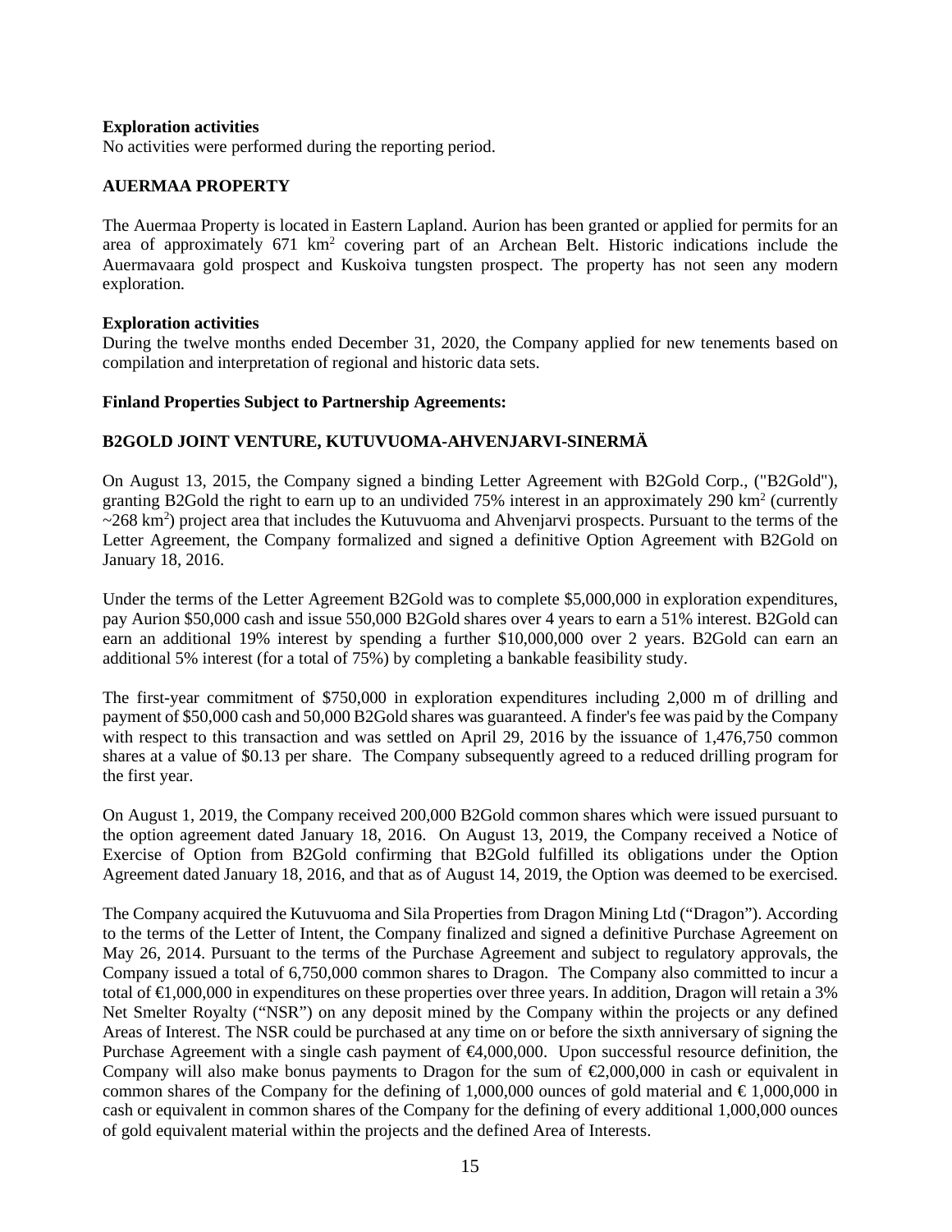**Exploration activities**
No activities were performed during the reporting period.

**AUERMAA PROPERTY**

The Auermaa Property is located in Eastern Lapland. Aurion has been granted or applied for permits for an area of approximately 671 $km^2$ covering part of an Archean Belt. Historic indications include the Auermavaara gold prospect and Kuskoiva tungsten prospect. The property has not seen any modern exploration.

**Exploration activities**
During the twelve months ended December 31, 2020, the Company applied for new tenements based on compilation and interpretation of regional and historic data sets.

**Finland Properties Subject to Partnership Agreements:**

**B2GOLD JOINT VENTURE, KUTUVUOMA-AHVENJARVI-SINERMÄ**

On August 13, 2015, the Company signed a binding Letter Agreement with B2Gold Corp., ("B2Gold"), granting B2Gold the right to earn up to an undivided 75% interest in an approximately 290 $km^2$ (currently ~268 $km^2$) project area that includes the Kutuvuoma and Ahvenjarvi prospects. Pursuant to the terms of the Letter Agreement, the Company formalized and signed a definitive Option Agreement with B2Gold on January 18, 2016.

Under the terms of the Letter Agreement B2Gold was to complete $5,000,000 in exploration expenditures, pay Aurion $50,000 cash and issue 550,000 B2Gold shares over 4 years to earn a 51% interest. B2Gold can earn an additional 19% interest by spending a further $10,000,000 over 2 years. B2Gold can earn an additional 5% interest (for a total of 75%) by completing a bankable feasibility study.

The first-year commitment of $750,000 in exploration expenditures including 2,000 m of drilling and payment of $50,000 cash and 50,000 B2Gold shares was guaranteed. A finder's fee was paid by the Company with respect to this transaction and was settled on April 29, 2016 by the issuance of 1,476,750 common shares at a value of $0.13 per share. The Company subsequently agreed to a reduced drilling program for the first year.

On August 1, 2019, the Company received 200,000 B2Gold common shares which were issued pursuant to the option agreement dated January 18, 2016. On August 13, 2019, the Company received a Notice of Exercise of Option from B2Gold confirming that B2Gold fulfilled its obligations under the Option Agreement dated January 18, 2016, and that as of August 14, 2019, the Option was deemed to be exercised.

The Company acquired the Kutuvuoma and Sila Properties from Dragon Mining Ltd ("Dragon"). According to the terms of the Letter of Intent, the Company finalized and signed a definitive Purchase Agreement on May 26, 2014. Pursuant to the terms of the Purchase Agreement and subject to regulatory approvals, the Company issued a total of 6,750,000 common shares to Dragon. The Company also committed to incur a total of €1,000,000 in expenditures on these properties over three years. In addition, Dragon will retain a 3% Net Smelter Royalty ("NSR") on any deposit mined by the Company within the projects or any defined Areas of Interest. The NSR could be purchased at any time on or before the sixth anniversary of signing the Purchase Agreement with a single cash payment of €4,000,000. Upon successful resource definition, the Company will also make bonus payments to Dragon for the sum of €2,000,000 in cash or equivalent in common shares of the Company for the defining of 1,000,000 ounces of gold material and € 1,000,000 in cash or equivalent in common shares of the Company for the defining of every additional 1,000,000 ounces of gold equivalent material within the projects and the defined Area of Interests.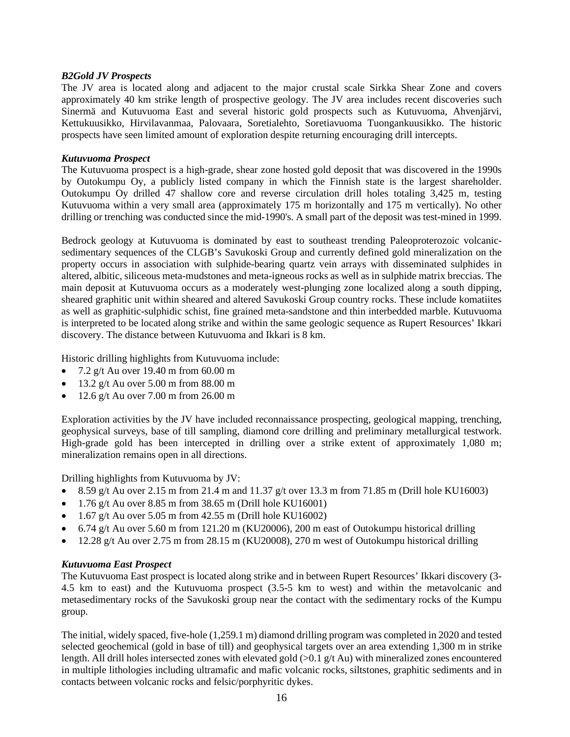### *B2Gold JV Prospects*

The JV area is located along and adjacent to the major crustal scale Sirkka Shear Zone and covers approximately 40 km strike length of prospective geology. The JV area includes recent discoveries such Sinermä and Kutuvuoma East and several historic gold prospects such as Kutuvuoma, Ahvenjärvi, Kettukuusikko, Hirvilavanmaa, Palovaara, Soretialehto, Soretiavuoma Tuongankuusikko. The historic prospects have seen limited amount of exploration despite returning encouraging drill intercepts.

### *Kutuvuoma Prospect*

The Kutuvuoma prospect is a high-grade, shear zone hosted gold deposit that was discovered in the 1990s by Outokumpu Oy, a publicly listed company in which the Finnish state is the largest shareholder. Outokumpu Oy drilled 47 shallow core and reverse circulation drill holes totaling 3,425 m, testing Kutuvuoma within a very small area (approximately 175 m horizontally and 175 m vertically). No other drilling or trenching was conducted since the mid-1990's. A small part of the deposit was test-mined in 1999.

Bedrock geology at Kutuvuoma is dominated by east to southeast trending Paleoproterozoic volcanic-sedimentary sequences of the CLGB's Savukoski Group and currently defined gold mineralization on the property occurs in association with sulphide-bearing quartz vein arrays with disseminated sulphides in altered, albitic, siliceous meta-mudstones and meta-igneous rocks as well as in sulphide matrix breccias. The main deposit at Kutuvuoma occurs as a moderately west-plunging zone localized along a south dipping, sheared graphitic unit within sheared and altered Savukoski Group country rocks. These include komatiites as well as graphitic-sulphidic schist, fine grained meta-sandstone and thin interbedded marble. Kutuvuoma is interpreted to be located along strike and within the same geologic sequence as Rupert Resources' Ikkari discovery. The distance between Kutuvuoma and Ikkari is 8 km.

Historic drilling highlights from Kutuvuoma include:

- 7.2 g/t Au over 19.40 m from 60.00 m
- 13.2 g/t Au over 5.00 m from 88.00 m
- 12.6 g/t Au over 7.00 m from 26.00 m

Exploration activities by the JV have included reconnaissance prospecting, geological mapping, trenching, geophysical surveys, base of till sampling, diamond core drilling and preliminary metallurgical testwork. High-grade gold has been intercepted in drilling over a strike extent of approximately 1,080 m; mineralization remains open in all directions.

Drilling highlights from Kutuvuoma by JV:

- 8.59 g/t Au over 2.15 m from 21.4 m and 11.37 g/t over 13.3 m from 71.85 m (Drill hole KU16003)
- 1.76 g/t Au over 8.85 m from 38.65 m (Drill hole KU16001)
- 1.67 g/t Au over 5.05 m from 42.55 m (Drill hole KU16002)
- 6.74 g/t Au over 5.60 m from 121.20 m (KU20006), 200 m east of Outokumpu historical drilling
- 12.28 g/t Au over 2.75 m from 28.15 m (KU20008), 270 m west of Outokumpu historical drilling

### *Kutuvuoma East Prospect*

The Kutuvuoma East prospect is located along strike and in between Rupert Resources' Ikkari discovery (3-4.5 km to east) and the Kutuvuoma prospect (3.5-5 km to west) and within the metavolcanic and metasedimentary rocks of the Savukoski group near the contact with the sedimentary rocks of the Kumpu group.

The initial, widely spaced, five-hole (1,259.1 m) diamond drilling program was completed in 2020 and tested selected geochemical (gold in base of till) and geophysical targets over an area extending 1,300 m in strike length. All drill holes intersected zones with elevated gold (>0.1 g/t Au) with mineralized zones encountered in multiple lithologies including ultramafic and mafic volcanic rocks, siltstones, graphitic sediments and in contacts between volcanic rocks and felsic/porphyritic dykes.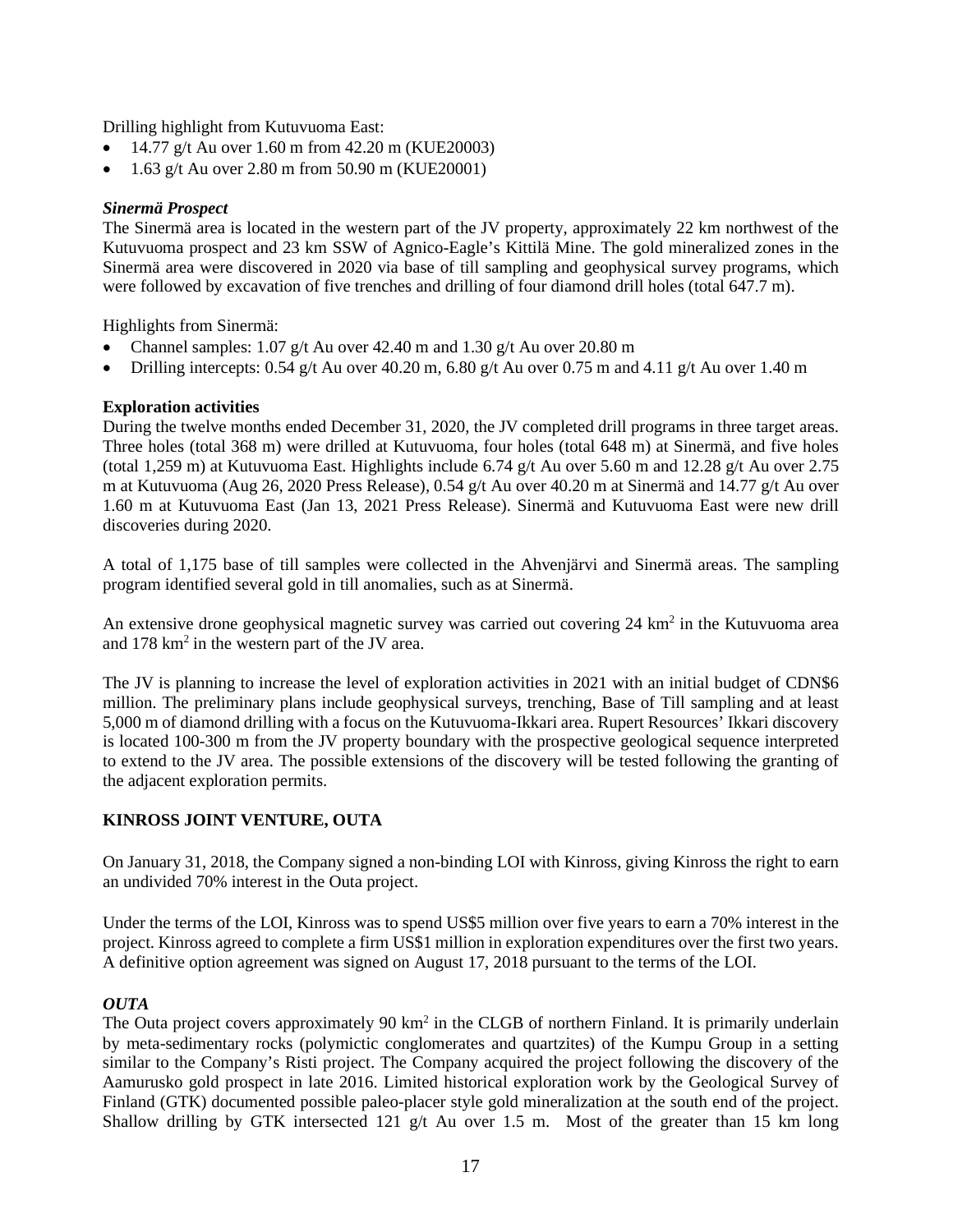Drilling highlight from Kutuvuoma East:

- 14.77 g/t Au over 1.60 m from 42.20 m (KUE20003)
- 1.63 g/t Au over 2.80 m from 50.90 m (KUE20001)

***Sinermä Prospect***

The Sinermä area is located in the western part of the JV property, approximately 22 km northwest of the Kutuvuoma prospect and 23 km SSW of Agnico-Eagle's Kittilä Mine. The gold mineralized zones in the Sinermä area were discovered in 2020 via base of till sampling and geophysical survey programs, which were followed by excavation of five trenches and drilling of four diamond drill holes (total 647.7 m).

Highlights from Sinermä:

- Channel samples: 1.07 g/t Au over 42.40 m and 1.30 g/t Au over 20.80 m
- Drilling intercepts: 0.54 g/t Au over 40.20 m, 6.80 g/t Au over 0.75 m and 4.11 g/t Au over 1.40 m

**Exploration activities**

During the twelve months ended December 31, 2020, the JV completed drill programs in three target areas. Three holes (total 368 m) were drilled at Kutuvuoma, four holes (total 648 m) at Sinermä, and five holes (total 1,259 m) at Kutuvuoma East. Highlights include 6.74 g/t Au over 5.60 m and 12.28 g/t Au over 2.75 m at Kutuvuoma (Aug 26, 2020 Press Release), 0.54 g/t Au over 40.20 m at Sinermä and 14.77 g/t Au over 1.60 m at Kutuvuoma East (Jan 13, 2021 Press Release). Sinermä and Kutuvuoma East were new drill discoveries during 2020.

A total of 1,175 base of till samples were collected in the Ahvenjärvi and Sinermä areas. The sampling program identified several gold in till anomalies, such as at Sinermä.

An extensive drone geophysical magnetic survey was carried out covering 24 km$^2$ in the Kutuvuoma area and 178 km$^2$ in the western part of the JV area.

The JV is planning to increase the level of exploration activities in 2021 with an initial budget of CDN$6 million. The preliminary plans include geophysical surveys, trenching, Base of Till sampling and at least 5,000 m of diamond drilling with a focus on the Kutuvuoma-Ikkari area. Rupert Resources' Ikkari discovery is located 100-300 m from the JV property boundary with the prospective geological sequence interpreted to extend to the JV area. The possible extensions of the discovery will be tested following the granting of the adjacent exploration permits.

**KINROSS JOINT VENTURE, OUTA**

On January 31, 2018, the Company signed a non-binding LOI with Kinross, giving Kinross the right to earn an undivided 70% interest in the Outa project.

Under the terms of the LOI, Kinross was to spend US$5 million over five years to earn a 70% interest in the project. Kinross agreed to complete a firm US$1 million in exploration expenditures over the first two years. A definitive option agreement was signed on August 17, 2018 pursuant to the terms of the LOI.

***OUTA***

The Outa project covers approximately 90 km$^2$ in the CLGB of northern Finland. It is primarily underlain by meta-sedimentary rocks (polymictic conglomerates and quartzites) of the Kumpu Group in a setting similar to the Company's Risti project. The Company acquired the project following the discovery of the Aamurusko gold prospect in late 2016. Limited historical exploration work by the Geological Survey of Finland (GTK) documented possible paleo-placer style gold mineralization at the south end of the project. Shallow drilling by GTK intersected 121 g/t Au over 1.5 m. Most of the greater than 15 km long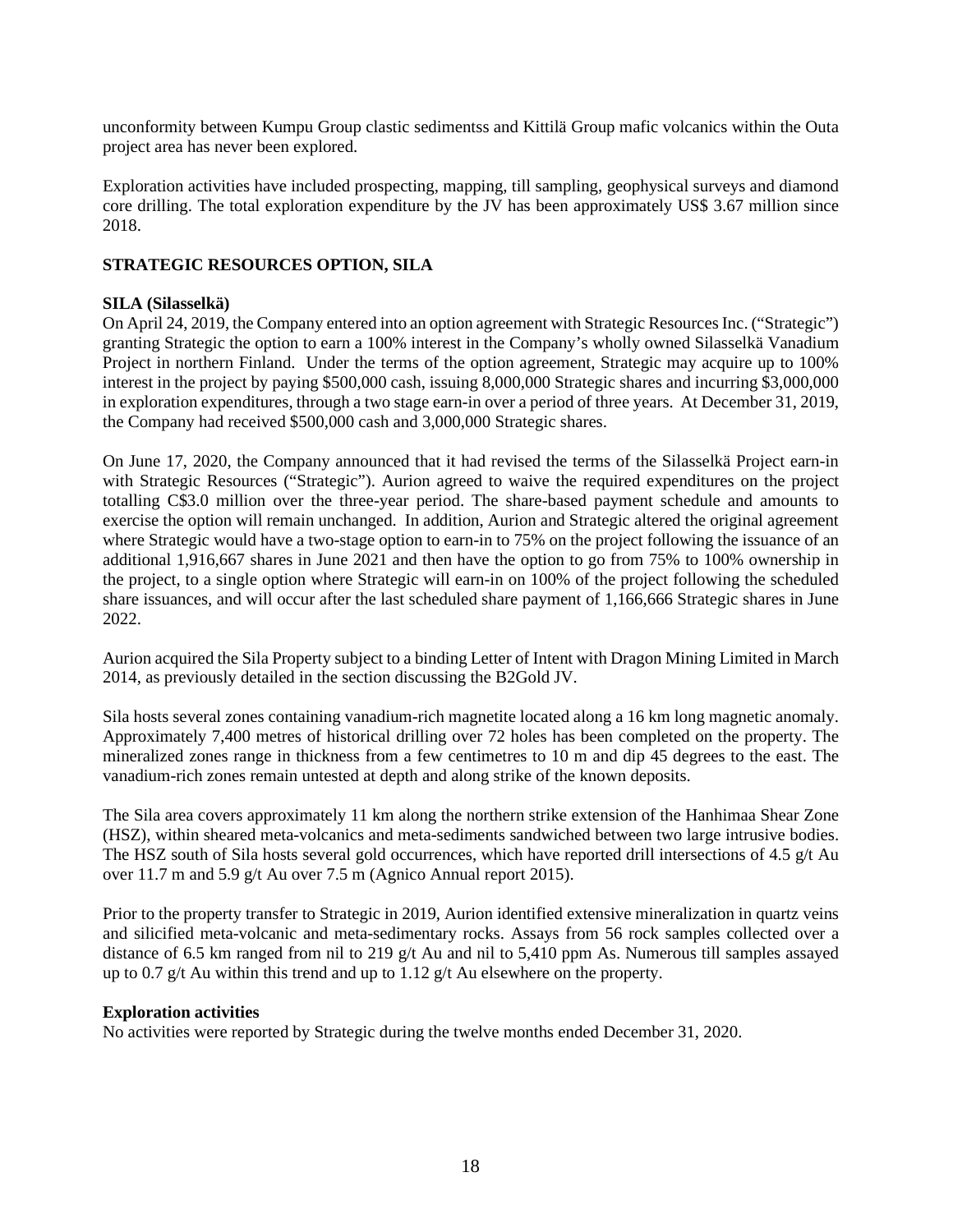unconformity between Kumpu Group clastic sedimentss and Kittilä Group mafic volcanics within the Outa project area has never been explored.

Exploration activities have included prospecting, mapping, till sampling, geophysical surveys and diamond core drilling. The total exploration expenditure by the JV has been approximately US$ 3.67 million since 2018.

## STRATEGIC RESOURCES OPTION, SILA

### SILA (Silasselkä)

On April 24, 2019, the Company entered into an option agreement with Strategic Resources Inc. ("Strategic") granting Strategic the option to earn a 100% interest in the Company's wholly owned Silasselkä Vanadium Project in northern Finland. Under the terms of the option agreement, Strategic may acquire up to 100% interest in the project by paying $500,000 cash, issuing 8,000,000 Strategic shares and incurring $3,000,000 in exploration expenditures, through a two stage earn-in over a period of three years. At December 31, 2019, the Company had received $500,000 cash and 3,000,000 Strategic shares.

On June 17, 2020, the Company announced that it had revised the terms of the Silasselkä Project earn-in with Strategic Resources ("Strategic"). Aurion agreed to waive the required expenditures on the project totalling C$3.0 million over the three-year period. The share-based payment schedule and amounts to exercise the option will remain unchanged. In addition, Aurion and Strategic altered the original agreement where Strategic would have a two-stage option to earn-in to 75% on the project following the issuance of an additional 1,916,667 shares in June 2021 and then have the option to go from 75% to 100% ownership in the project, to a single option where Strategic will earn-in on 100% of the project following the scheduled share issuances, and will occur after the last scheduled share payment of 1,166,666 Strategic shares in June 2022.

Aurion acquired the Sila Property subject to a binding Letter of Intent with Dragon Mining Limited in March 2014, as previously detailed in the section discussing the B2Gold JV.

Sila hosts several zones containing vanadium-rich magnetite located along a 16 km long magnetic anomaly. Approximately 7,400 metres of historical drilling over 72 holes has been completed on the property. The mineralized zones range in thickness from a few centimetres to 10 m and dip 45 degrees to the east. The vanadium-rich zones remain untested at depth and along strike of the known deposits.

The Sila area covers approximately 11 km along the northern strike extension of the Hanhimaa Shear Zone (HSZ), within sheared meta-volcanics and meta-sediments sandwiched between two large intrusive bodies. The HSZ south of Sila hosts several gold occurrences, which have reported drill intersections of 4.5 g/t Au over 11.7 m and 5.9 g/t Au over 7.5 m (Agnico Annual report 2015).

Prior to the property transfer to Strategic in 2019, Aurion identified extensive mineralization in quartz veins and silicified meta-volcanic and meta-sedimentary rocks. Assays from 56 rock samples collected over a distance of 6.5 km ranged from nil to 219 g/t Au and nil to 5,410 ppm As. Numerous till samples assayed up to 0.7 g/t Au within this trend and up to 1.12 g/t Au elsewhere on the property.

### Exploration activities

No activities were reported by Strategic during the twelve months ended December 31, 2020.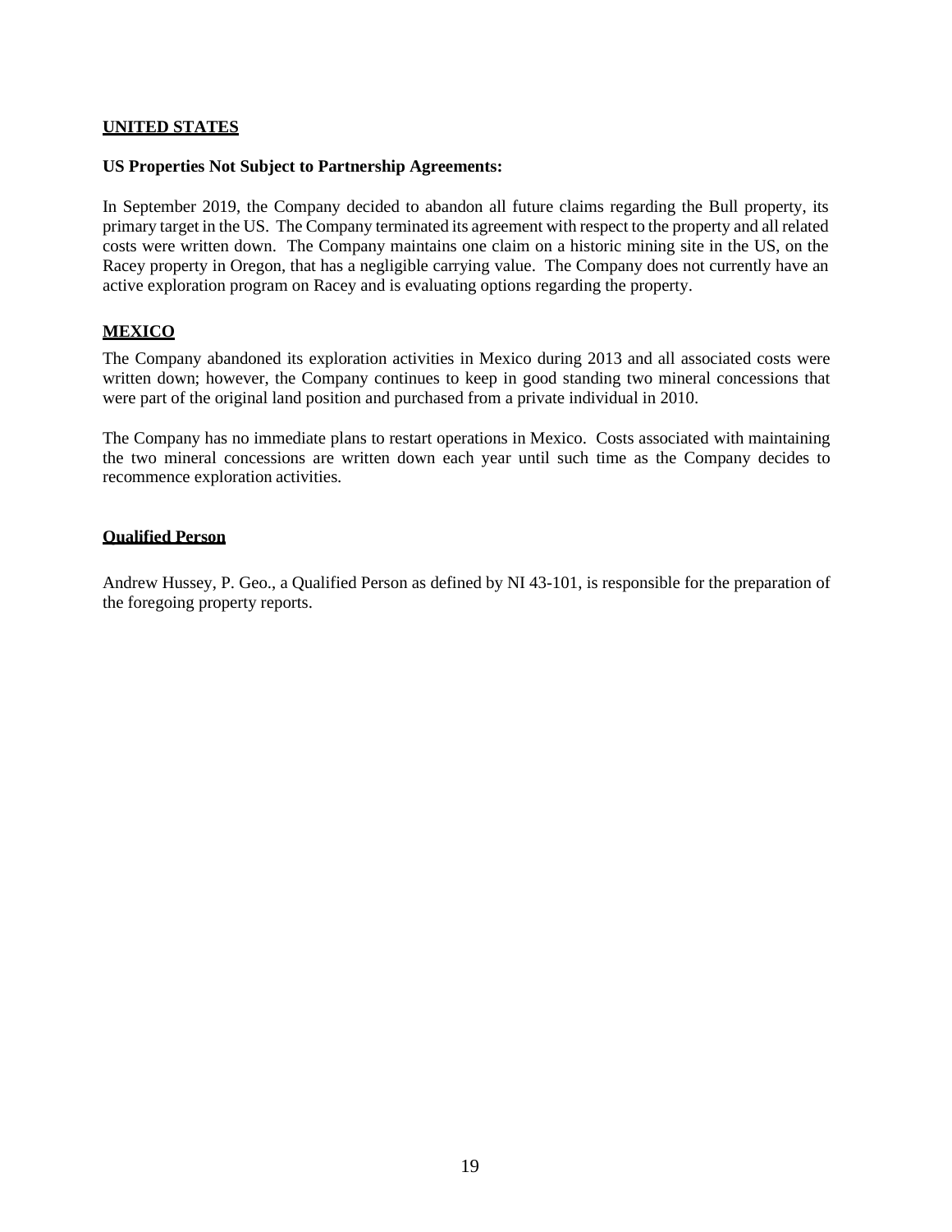## UNITED STATES

**US Properties Not Subject to Partnership Agreements:**

In September 2019, the Company decided to abandon all future claims regarding the Bull property, its primary target in the US. The Company terminated its agreement with respect to the property and all related costs were written down. The Company maintains one claim on a historic mining site in the US, on the Racey property in Oregon, that has a negligible carrying value. The Company does not currently have an active exploration program on Racey and is evaluating options regarding the property.

## MEXICO

The Company abandoned its exploration activities in Mexico during 2013 and all associated costs were written down; however, the Company continues to keep in good standing two mineral concessions that were part of the original land position and purchased from a private individual in 2010.

The Company has no immediate plans to restart operations in Mexico. Costs associated with maintaining the two mineral concessions are written down each year until such time as the Company decides to recommence exploration activities.

## Qualified Person

Andrew Hussey, P. Geo., a Qualified Person as defined by NI 43-101, is responsible for the preparation of the foregoing property reports.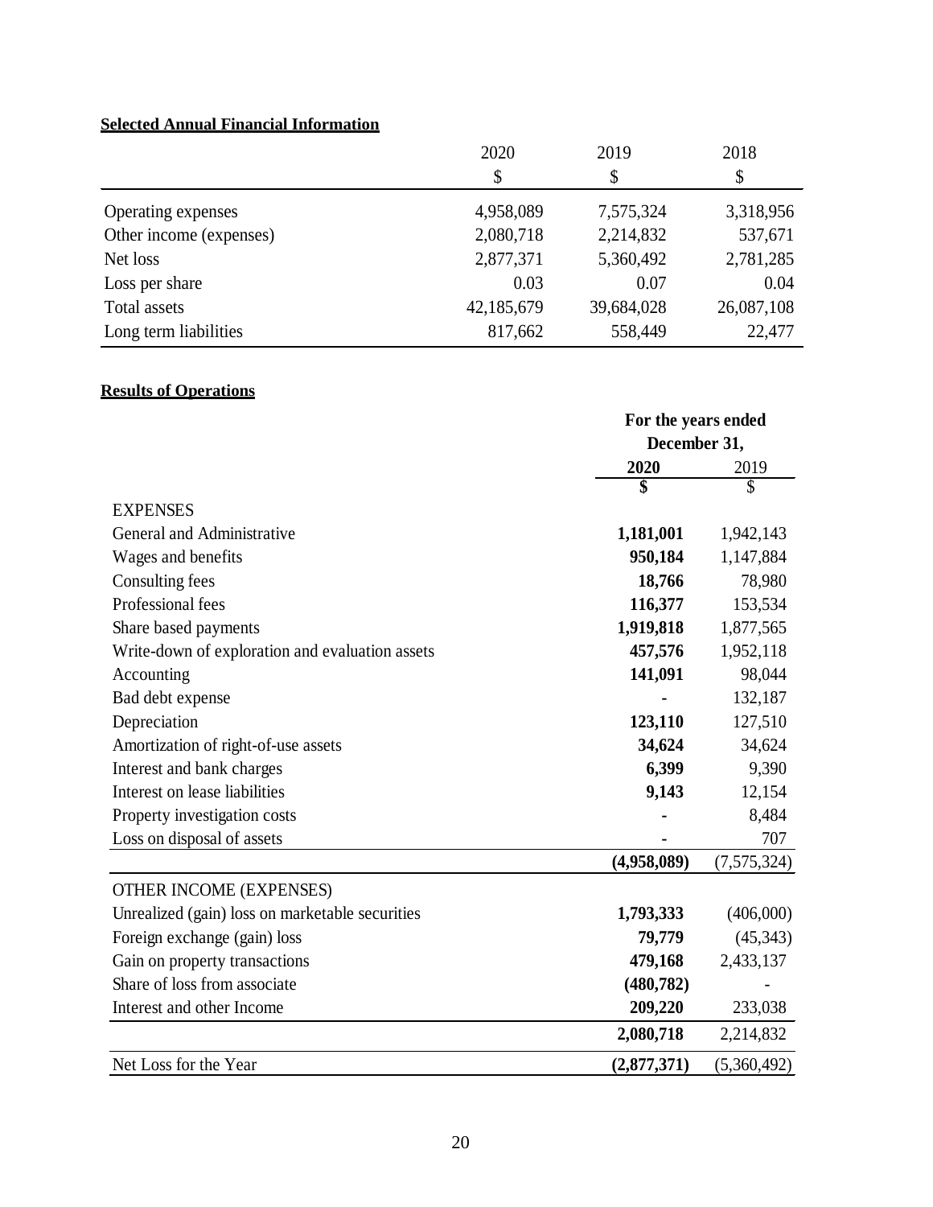**Selected Annual Financial Information**

| | 2020 | 2019 | 2018 |
|---|---|---|---|
| | $ | $ | $ |
| Operating expenses | 4,958,089 | 7,575,324 | 3,318,956 |
| Other income (expenses) | 2,080,718 | 2,214,832 | 537,671 |
| Net loss | 2,877,371 | 5,360,492 | 2,781,285 |
| Loss per share | 0.03 | 0.07 | 0.04 |
| Total assets | 42,185,679 | 39,684,028 | 26,087,108 |
| Long term liabilities | 817,662 | 558,449 | 22,477 |

**Results of Operations**

| | For the years ended December 31, | |
|---|---|---|
| | **2020** | 2019 |
| | **$** | $ |
| EXPENSES | | |
| General and Administrative | **1,181,001** | 1,942,143 |
| Wages and benefits | **950,184** | 1,147,884 |
| Consulting fees | **18,766** | 78,980 |
| Professional fees | **116,377** | 153,534 |
| Share based payments | **1,919,818** | 1,877,565 |
| Write-down of exploration and evaluation assets | **457,576** | 1,952,118 |
| Accounting | **141,091** | 98,044 |
| Bad debt expense | **-** | 132,187 |
| Depreciation | **123,110** | 127,510 |
| Amortization of right-of-use assets | **34,624** | 34,624 |
| Interest and bank charges | **6,399** | 9,390 |
| Interest on lease liabilities | **9,143** | 12,154 |
| Property investigation costs | **-** | 8,484 |
| Loss on disposal of assets | **-** | 707 |
| | **(4,958,089)** | (7,575,324) |
| OTHER INCOME (EXPENSES) | | |
| Unrealized (gain) loss on marketable securities | **1,793,333** | (406,000) |
| Foreign exchange (gain) loss | **79,779** | (45,343) |
| Gain on property transactions | **479,168** | 2,433,137 |
| Share of loss from associate | **(480,782)** | - |
| Interest and other Income | **209,220** | 233,038 |
| | **2,080,718** | 2,214,832 |
| Net Loss for the Year | **(2,877,371)** | (5,360,492) |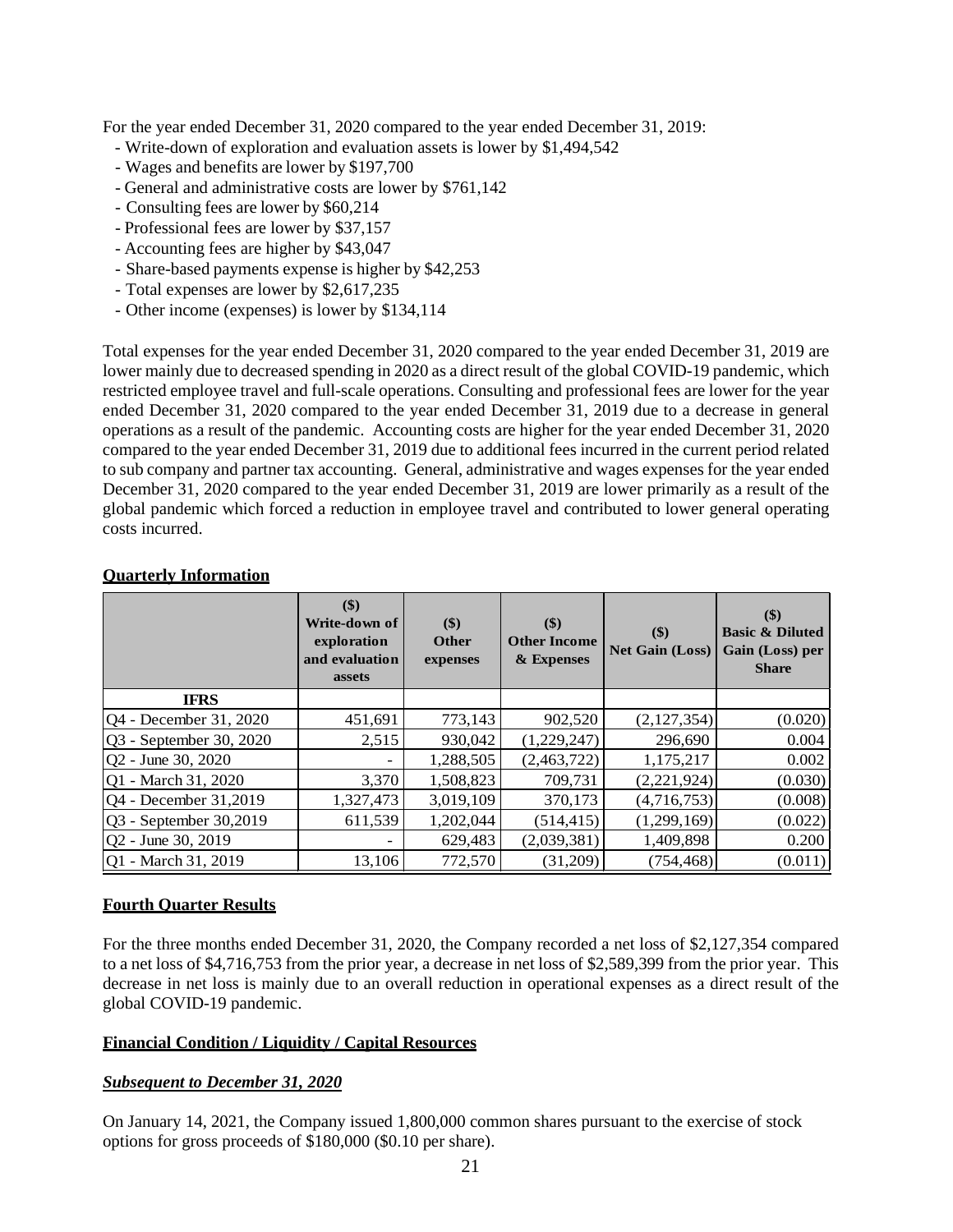For the year ended December 31, 2020 compared to the year ended December 31, 2019:

- Write-down of exploration and evaluation assets is lower by $1,494,542
- Wages and benefits are lower by $197,700
- General and administrative costs are lower by $761,142
- Consulting fees are lower by $60,214
- Professional fees are lower by $37,157
- Accounting fees are higher by $43,047
- Share-based payments expense is higher by $42,253
- Total expenses are lower by $2,617,235
- Other income (expenses) is lower by $134,114

Total expenses for the year ended December 31, 2020 compared to the year ended December 31, 2019 are lower mainly due to decreased spending in 2020 as a direct result of the global COVID-19 pandemic, which restricted employee travel and full-scale operations. Consulting and professional fees are lower for the year ended December 31, 2020 compared to the year ended December 31, 2019 due to a decrease in general operations as a result of the pandemic. Accounting costs are higher for the year ended December 31, 2020 compared to the year ended December 31, 2019 due to additional fees incurred in the current period related to sub company and partner tax accounting. General, administrative and wages expenses for the year ended December 31, 2020 compared to the year ended December 31, 2019 are lower primarily as a result of the global pandemic which forced a reduction in employee travel and contributed to lower general operating costs incurred.

## Quarterly Information

| | ($) Write-down of exploration and evaluation assets | ($) Other expenses | ($) Other Income & Expenses | ($) Net Gain (Loss) | ($) Basic & Diluted Gain (Loss) per Share |
|---|---|---|---|---|---|
| **IFRS** | | | | | |
| Q4 - December 31, 2020 | 451,691 | 773,143 | 902,520 | (2,127,354) | (0.020) |
| Q3 - September 30, 2020 | 2,515 | 930,042 | (1,229,247) | 296,690 | 0.004 |
| Q2 - June 30, 2020 | - | 1,288,505 | (2,463,722) | 1,175,217 | 0.002 |
| Q1 - March 31, 2020 | 3,370 | 1,508,823 | 709,731 | (2,221,924) | (0.030) |
| Q4 - December 31,2019 | 1,327,473 | 3,019,109 | 370,173 | (4,716,753) | (0.008) |
| Q3 - September 30,2019 | 611,539 | 1,202,044 | (514,415) | (1,299,169) | (0.022) |
| Q2 - June 30, 2019 | - | 629,483 | (2,039,381) | 1,409,898 | 0.200 |
| Q1 - March 31, 2019 | 13,106 | 772,570 | (31,209) | (754,468) | (0.011) |

## Fourth Quarter Results

For the three months ended December 31, 2020, the Company recorded a net loss of $2,127,354 compared to a net loss of $4,716,753 from the prior year, a decrease in net loss of $2,589,399 from the prior year. This decrease in net loss is mainly due to an overall reduction in operational expenses as a direct result of the global COVID-19 pandemic.

## Financial Condition / Liquidity / Capital Resources

### *Subsequent to December 31, 2020*

On January 14, 2021, the Company issued 1,800,000 common shares pursuant to the exercise of stock options for gross proceeds of $180,000 ($0.10 per share).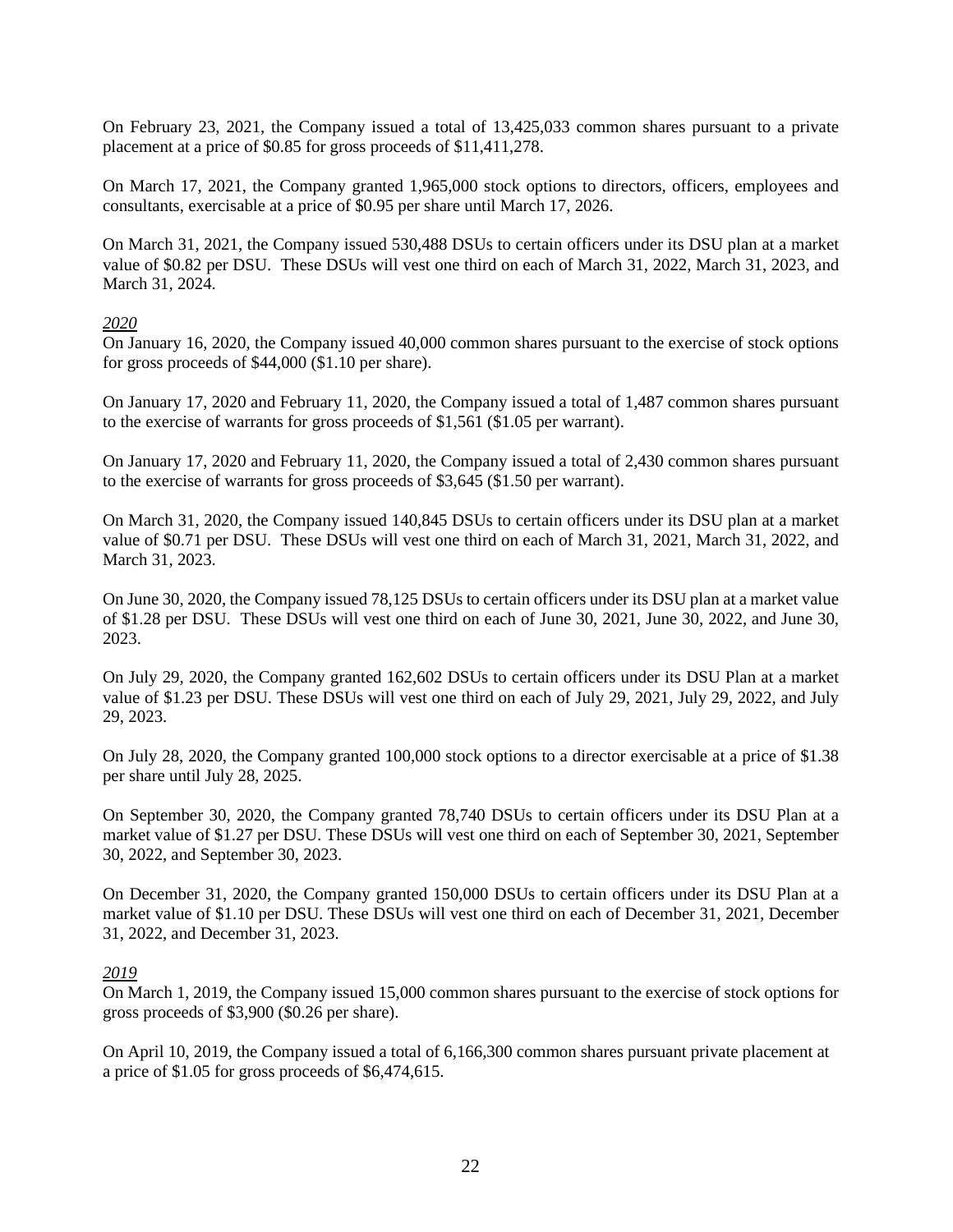On February 23, 2021, the Company issued a total of 13,425,033 common shares pursuant to a private placement at a price of $0.85 for gross proceeds of $11,411,278.

On March 17, 2021, the Company granted 1,965,000 stock options to directors, officers, employees and consultants, exercisable at a price of $0.95 per share until March 17, 2026.

On March 31, 2021, the Company issued 530,488 DSUs to certain officers under its DSU plan at a market value of $0.82 per DSU. These DSUs will vest one third on each of March 31, 2022, March 31, 2023, and March 31, 2024.

*2020*

On January 16, 2020, the Company issued 40,000 common shares pursuant to the exercise of stock options for gross proceeds of $44,000 ($1.10 per share).

On January 17, 2020 and February 11, 2020, the Company issued a total of 1,487 common shares pursuant to the exercise of warrants for gross proceeds of $1,561 ($1.05 per warrant).

On January 17, 2020 and February 11, 2020, the Company issued a total of 2,430 common shares pursuant to the exercise of warrants for gross proceeds of $3,645 ($1.50 per warrant).

On March 31, 2020, the Company issued 140,845 DSUs to certain officers under its DSU plan at a market value of $0.71 per DSU. These DSUs will vest one third on each of March 31, 2021, March 31, 2022, and March 31, 2023.

On June 30, 2020, the Company issued 78,125 DSUs to certain officers under its DSU plan at a market value of $1.28 per DSU. These DSUs will vest one third on each of June 30, 2021, June 30, 2022, and June 30, 2023.

On July 29, 2020, the Company granted 162,602 DSUs to certain officers under its DSU Plan at a market value of $1.23 per DSU. These DSUs will vest one third on each of July 29, 2021, July 29, 2022, and July 29, 2023.

On July 28, 2020, the Company granted 100,000 stock options to a director exercisable at a price of $1.38 per share until July 28, 2025.

On September 30, 2020, the Company granted 78,740 DSUs to certain officers under its DSU Plan at a market value of $1.27 per DSU. These DSUs will vest one third on each of September 30, 2021, September 30, 2022, and September 30, 2023.

On December 31, 2020, the Company granted 150,000 DSUs to certain officers under its DSU Plan at a market value of $1.10 per DSU. These DSUs will vest one third on each of December 31, 2021, December 31, 2022, and December 31, 2023.

*2019*

On March 1, 2019, the Company issued 15,000 common shares pursuant to the exercise of stock options for gross proceeds of $3,900 ($0.26 per share).

On April 10, 2019, the Company issued a total of 6,166,300 common shares pursuant private placement at a price of $1.05 for gross proceeds of $6,474,615.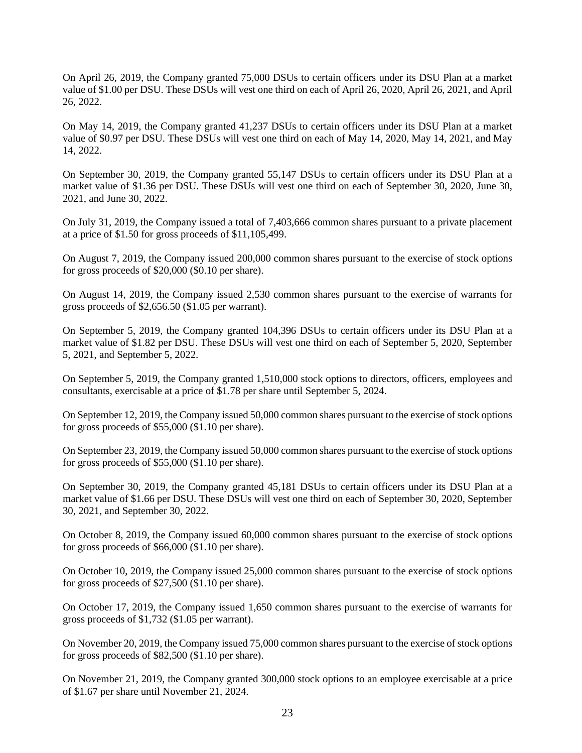On April 26, 2019, the Company granted 75,000 DSUs to certain officers under its DSU Plan at a market value of $1.00 per DSU. These DSUs will vest one third on each of April 26, 2020, April 26, 2021, and April 26, 2022.

On May 14, 2019, the Company granted 41,237 DSUs to certain officers under its DSU Plan at a market value of $0.97 per DSU. These DSUs will vest one third on each of May 14, 2020, May 14, 2021, and May 14, 2022.

On September 30, 2019, the Company granted 55,147 DSUs to certain officers under its DSU Plan at a market value of $1.36 per DSU. These DSUs will vest one third on each of September 30, 2020, June 30, 2021, and June 30, 2022.

On July 31, 2019, the Company issued a total of 7,403,666 common shares pursuant to a private placement at a price of $1.50 for gross proceeds of $11,105,499.

On August 7, 2019, the Company issued 200,000 common shares pursuant to the exercise of stock options for gross proceeds of $20,000 ($0.10 per share).

On August 14, 2019, the Company issued 2,530 common shares pursuant to the exercise of warrants for gross proceeds of $2,656.50 ($1.05 per warrant).

On September 5, 2019, the Company granted 104,396 DSUs to certain officers under its DSU Plan at a market value of $1.82 per DSU. These DSUs will vest one third on each of September 5, 2020, September 5, 2021, and September 5, 2022.

On September 5, 2019, the Company granted 1,510,000 stock options to directors, officers, employees and consultants, exercisable at a price of $1.78 per share until September 5, 2024.

On September 12, 2019, the Company issued 50,000 common shares pursuant to the exercise of stock options for gross proceeds of $55,000 ($1.10 per share).

On September 23, 2019, the Company issued 50,000 common shares pursuant to the exercise of stock options for gross proceeds of $55,000 ($1.10 per share).

On September 30, 2019, the Company granted 45,181 DSUs to certain officers under its DSU Plan at a market value of $1.66 per DSU. These DSUs will vest one third on each of September 30, 2020, September 30, 2021, and September 30, 2022.

On October 8, 2019, the Company issued 60,000 common shares pursuant to the exercise of stock options for gross proceeds of $66,000 ($1.10 per share).

On October 10, 2019, the Company issued 25,000 common shares pursuant to the exercise of stock options for gross proceeds of $27,500 ($1.10 per share).

On October 17, 2019, the Company issued 1,650 common shares pursuant to the exercise of warrants for gross proceeds of $1,732 ($1.05 per warrant).

On November 20, 2019, the Company issued 75,000 common shares pursuant to the exercise of stock options for gross proceeds of $82,500 ($1.10 per share).

On November 21, 2019, the Company granted 300,000 stock options to an employee exercisable at a price of $1.67 per share until November 21, 2024.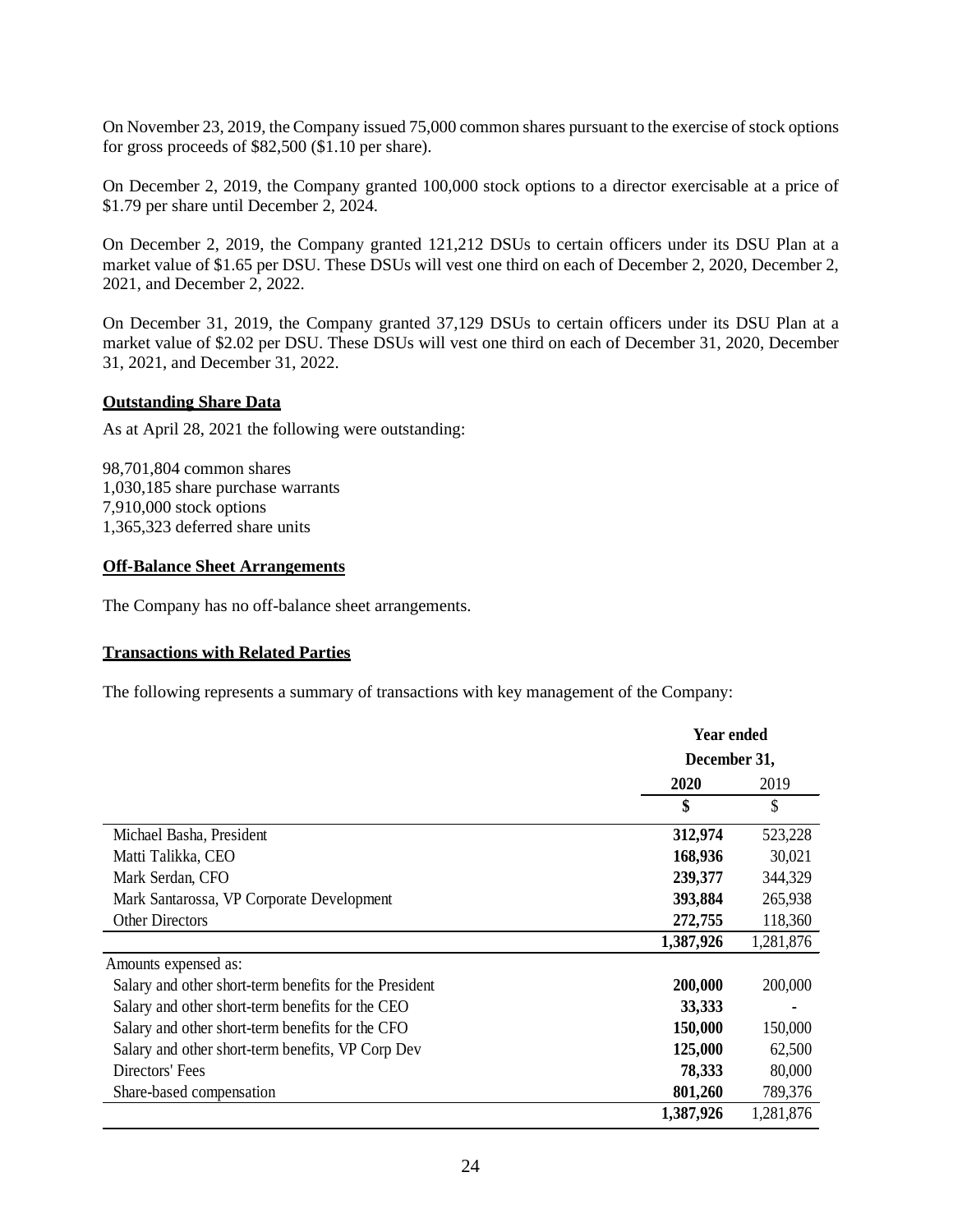On November 23, 2019, the Company issued 75,000 common shares pursuant to the exercise of stock options for gross proceeds of $82,500 ($1.10 per share).

On December 2, 2019, the Company granted 100,000 stock options to a director exercisable at a price of $1.79 per share until December 2, 2024.

On December 2, 2019, the Company granted 121,212 DSUs to certain officers under its DSU Plan at a market value of $1.65 per DSU. These DSUs will vest one third on each of December 2, 2020, December 2, 2021, and December 2, 2022.

On December 31, 2019, the Company granted 37,129 DSUs to certain officers under its DSU Plan at a market value of $2.02 per DSU. These DSUs will vest one third on each of December 31, 2020, December 31, 2021, and December 31, 2022.

## Outstanding Share Data

As at April 28, 2021 the following were outstanding:

98,701,804 common shares
1,030,185 share purchase warrants
7,910,000 stock options
1,365,323 deferred share units

## Off-Balance Sheet Arrangements

The Company has no off-balance sheet arrangements.

## Transactions with Related Parties

The following represents a summary of transactions with key management of the Company:

| | Year ended December 31, | |
|---|---|---|
| | **2020** | 2019 |
| | **$** | $ |
| Michael Basha, President | **312,974** | 523,228 |
| Matti Talikka, CEO | **168,936** | 30,021 |
| Mark Serdan, CFO | **239,377** | 344,329 |
| Mark Santarossa, VP Corporate Development | **393,884** | 265,938 |
| Other Directors | **272,755** | 118,360 |
| | **1,387,926** | 1,281,876 |
| Amounts expensed as: | | |
| Salary and other short-term benefits for the President | **200,000** | 200,000 |
| Salary and other short-term benefits for the CEO | **33,333** | - |
| Salary and other short-term benefits for the CFO | **150,000** | 150,000 |
| Salary and other short-term benefits, VP Corp Dev | **125,000** | 62,500 |
| Directors' Fees | **78,333** | 80,000 |
| Share-based compensation | **801,260** | 789,376 |
| | **1,387,926** | 1,281,876 |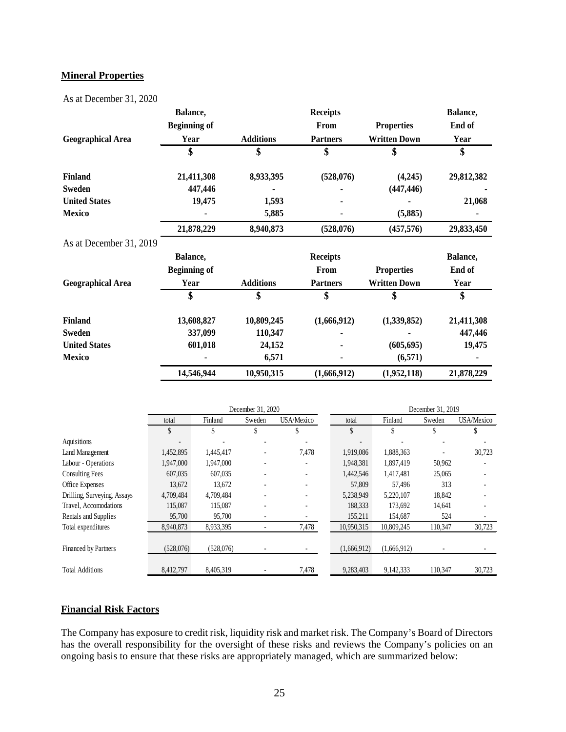## **Mineral Properties**

As at December 31, 2020

| Geographical Area | Balance, Beginning of Year | Additions | Receipts From Partners | Properties Written Down | Balance, End of Year |
|---|---|---|---|---|---|
| | **$** | **$** | **$** | **$** | **$** |
| **Finland** | **21,411,308** | **8,933,395** | **(528,076)** | **(4,245)** | **29,812,382** |
| **Sweden** | **447,446** | **-** | **-** | **(447,446)** | **-** |
| **United States** | **19,475** | **1,593** | **-** | **-** | **21,068** |
| **Mexico** | **-** | **5,885** | **-** | **(5,885)** | **-** |
| | **21,878,229** | **8,940,873** | **(528,076)** | **(457,576)** | **29,833,450** |

As at December 31, 2019

| Geographical Area | Balance, Beginning of Year | Additions | Receipts From Partners | Properties Written Down | Balance, End of Year |
|---|---|---|---|---|---|
| | **$** | **$** | **$** | **$** | **$** |
| **Finland** | **13,608,827** | **10,809,245** | **(1,666,912)** | **(1,339,852)** | **21,411,308** |
| **Sweden** | **337,099** | **110,347** | **-** | **-** | **447,446** |
| **United States** | **601,018** | **24,152** | **-** | **(605,695)** | **19,475** |
| **Mexico** | **-** | **6,571** | **-** | **(6,571)** | **-** |
| | **14,546,944** | **10,950,315** | **(1,666,912)** | **(1,952,118)** | **21,878,229** |

| | December 31, 2020 | | | | December 31, 2019 | | | |
|---|---|---|---|---|---|---|---|---|
| | total | Finland | Sweden | USA/Mexico | total | Finland | Sweden | USA/Mexico |
| | $ | $ | $ | $ | $ | $ | $ | $ |
| Aquisitions | - | - | - | - | - | - | - | - |
| Land Management | 1,452,895 | 1,445,417 | - | 7,478 | 1,919,086 | 1,888,363 | - | 30,723 |
| Labour - Operations | 1,947,000 | 1,947,000 | - | - | 1,948,381 | 1,897,419 | 50,962 | - |
| Consulting Fees | 607,035 | 607,035 | - | - | 1,442,546 | 1,417,481 | 25,065 | - |
| Office Expenses | 13,672 | 13,672 | - | - | 57,809 | 57,496 | 313 | - |
| Drilling, Surveying, Assays | 4,709,484 | 4,709,484 | - | - | 5,238,949 | 5,220,107 | 18,842 | - |
| Travel, Accomodations | 115,087 | 115,087 | - | - | 188,333 | 173,692 | 14,641 | - |
| Rentals and Supplies | 95,700 | 95,700 | - | - | 155,211 | 154,687 | 524 | - |
| Total expenditures | 8,940,873 | 8,933,395 | - | 7,478 | 10,950,315 | 10,809,245 | 110,347 | 30,723 |
| Financed by Partners | (528,076) | (528,076) | - | - | (1,666,912) | (1,666,912) | - | - |
| Total Additions | 8,412,797 | 8,405,319 | - | 7,478 | 9,283,403 | 9,142,333 | 110,347 | 30,723 |

## **Financial Risk Factors**

The Company has exposure to credit risk, liquidity risk and market risk. The Company's Board of Directors has the overall responsibility for the oversight of these risks and reviews the Company's policies on an ongoing basis to ensure that these risks are appropriately managed, which are summarized below: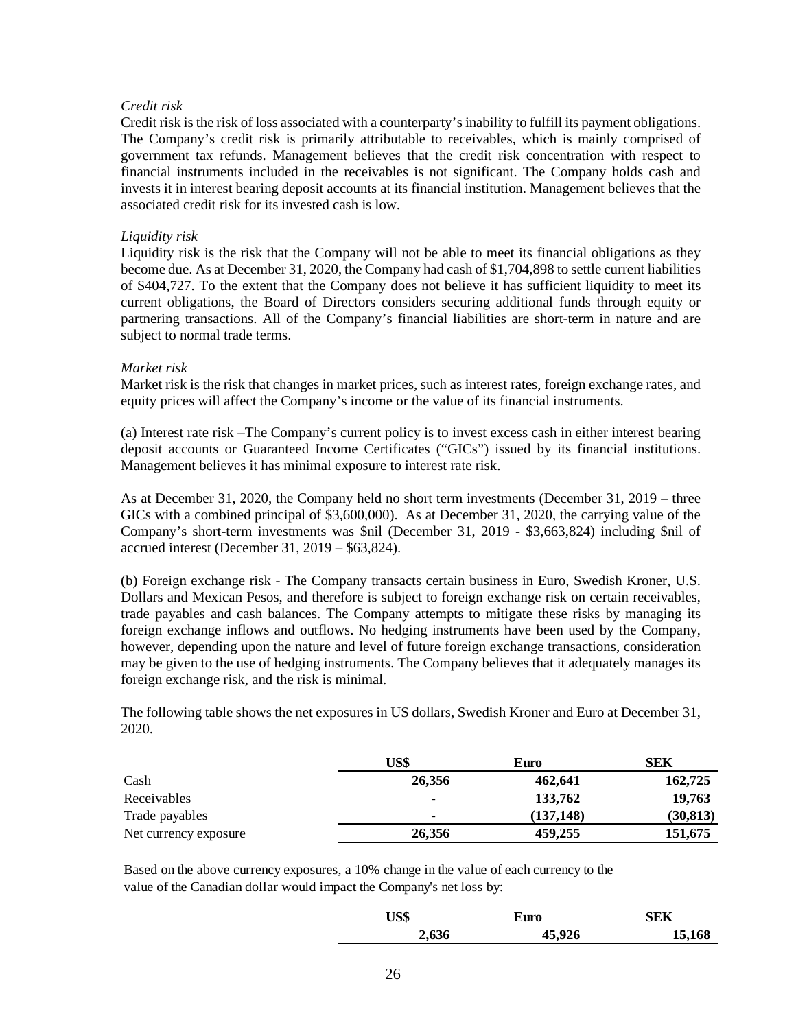*Credit risk*

Credit risk is the risk of loss associated with a counterparty's inability to fulfill its payment obligations. The Company's credit risk is primarily attributable to receivables, which is mainly comprised of government tax refunds. Management believes that the credit risk concentration with respect to financial instruments included in the receivables is not significant. The Company holds cash and invests it in interest bearing deposit accounts at its financial institution. Management believes that the associated credit risk for its invested cash is low.

*Liquidity risk*

Liquidity risk is the risk that the Company will not be able to meet its financial obligations as they become due. As at December 31, 2020, the Company had cash of $1,704,898 to settle current liabilities of $404,727. To the extent that the Company does not believe it has sufficient liquidity to meet its current obligations, the Board of Directors considers securing additional funds through equity or partnering transactions. All of the Company's financial liabilities are short-term in nature and are subject to normal trade terms.

*Market risk*

Market risk is the risk that changes in market prices, such as interest rates, foreign exchange rates, and equity prices will affect the Company's income or the value of its financial instruments.

(a) Interest rate risk –The Company's current policy is to invest excess cash in either interest bearing deposit accounts or Guaranteed Income Certificates ("GICs") issued by its financial institutions. Management believes it has minimal exposure to interest rate risk.

As at December 31, 2020, the Company held no short term investments (December 31, 2019 – three GICs with a combined principal of $3,600,000). As at December 31, 2020, the carrying value of the Company's short-term investments was $nil (December 31, 2019 - $3,663,824) including $nil of accrued interest (December 31, 2019 – $63,824).

(b) Foreign exchange risk - The Company transacts certain business in Euro, Swedish Kroner, U.S. Dollars and Mexican Pesos, and therefore is subject to foreign exchange risk on certain receivables, trade payables and cash balances. The Company attempts to mitigate these risks by managing its foreign exchange inflows and outflows. No hedging instruments have been used by the Company, however, depending upon the nature and level of future foreign exchange transactions, consideration may be given to the use of hedging instruments. The Company believes that it adequately manages its foreign exchange risk, and the risk is minimal.

The following table shows the net exposures in US dollars, Swedish Kroner and Euro at December 31, 2020.

| | US$ | Euro | SEK |
|---|---|---|---|
| Cash | **26,356** | **462,641** | **162,725** |
| Receivables | **-** | **133,762** | **19,763** |
| Trade payables | **-** | **(137,148)** | **(30,813)** |
| Net currency exposure | **26,356** | **459,255** | **151,675** |

Based on the above currency exposures, a 10% change in the value of each currency to the value of the Canadian dollar would impact the Company's net loss by:

| US$ | Euro | SEK |
|---|---|---|
| **2,636** | **45,926** | **15,168** |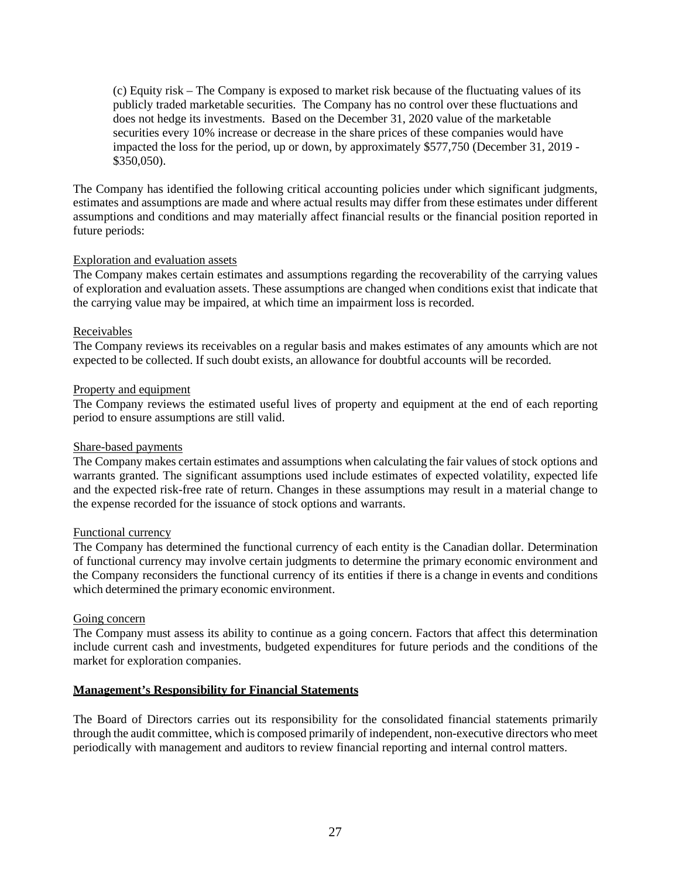(c) Equity risk – The Company is exposed to market risk because of the fluctuating values of its publicly traded marketable securities. The Company has no control over these fluctuations and does not hedge its investments. Based on the December 31, 2020 value of the marketable securities every 10% increase or decrease in the share prices of these companies would have impacted the loss for the period, up or down, by approximately $577,750 (December 31, 2019 - $350,050).

The Company has identified the following critical accounting policies under which significant judgments, estimates and assumptions are made and where actual results may differ from these estimates under different assumptions and conditions and may materially affect financial results or the financial position reported in future periods:

Exploration and evaluation assets
The Company makes certain estimates and assumptions regarding the recoverability of the carrying values of exploration and evaluation assets. These assumptions are changed when conditions exist that indicate that the carrying value may be impaired, at which time an impairment loss is recorded.

Receivables
The Company reviews its receivables on a regular basis and makes estimates of any amounts which are not expected to be collected. If such doubt exists, an allowance for doubtful accounts will be recorded.

Property and equipment
The Company reviews the estimated useful lives of property and equipment at the end of each reporting period to ensure assumptions are still valid.

Share-based payments
The Company makes certain estimates and assumptions when calculating the fair values of stock options and warrants granted. The significant assumptions used include estimates of expected volatility, expected life and the expected risk-free rate of return. Changes in these assumptions may result in a material change to the expense recorded for the issuance of stock options and warrants.

Functional currency
The Company has determined the functional currency of each entity is the Canadian dollar. Determination of functional currency may involve certain judgments to determine the primary economic environment and the Company reconsiders the functional currency of its entities if there is a change in events and conditions which determined the primary economic environment.

Going concern
The Company must assess its ability to continue as a going concern. Factors that affect this determination include current cash and investments, budgeted expenditures for future periods and the conditions of the market for exploration companies.

**Management's Responsibility for Financial Statements**

The Board of Directors carries out its responsibility for the consolidated financial statements primarily through the audit committee, which is composed primarily of independent, non-executive directors who meet periodically with management and auditors to review financial reporting and internal control matters.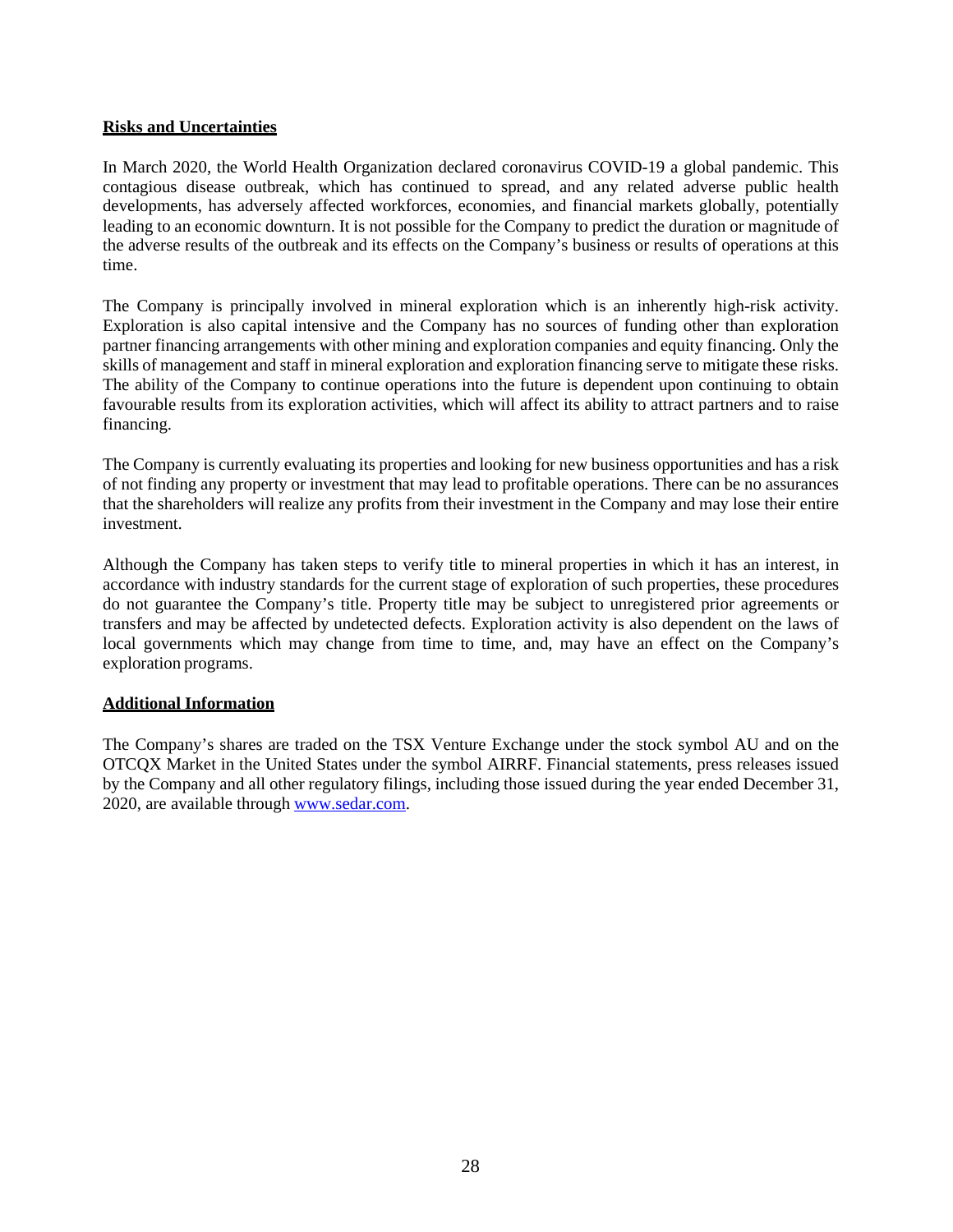**Risks and Uncertainties**

In March 2020, the World Health Organization declared coronavirus COVID-19 a global pandemic. This contagious disease outbreak, which has continued to spread, and any related adverse public health developments, has adversely affected workforces, economies, and financial markets globally, potentially leading to an economic downturn. It is not possible for the Company to predict the duration or magnitude of the adverse results of the outbreak and its effects on the Company's business or results of operations at this time.

The Company is principally involved in mineral exploration which is an inherently high-risk activity. Exploration is also capital intensive and the Company has no sources of funding other than exploration partner financing arrangements with other mining and exploration companies and equity financing. Only the skills of management and staff in mineral exploration and exploration financing serve to mitigate these risks. The ability of the Company to continue operations into the future is dependent upon continuing to obtain favourable results from its exploration activities, which will affect its ability to attract partners and to raise financing.

The Company is currently evaluating its properties and looking for new business opportunities and has a risk of not finding any property or investment that may lead to profitable operations. There can be no assurances that the shareholders will realize any profits from their investment in the Company and may lose their entire investment.

Although the Company has taken steps to verify title to mineral properties in which it has an interest, in accordance with industry standards for the current stage of exploration of such properties, these procedures do not guarantee the Company's title. Property title may be subject to unregistered prior agreements or transfers and may be affected by undetected defects. Exploration activity is also dependent on the laws of local governments which may change from time to time, and, may have an effect on the Company's exploration programs.

**Additional Information**

The Company's shares are traded on the TSX Venture Exchange under the stock symbol AU and on the OTCQX Market in the United States under the symbol AIRRF. Financial statements, press releases issued by the Company and all other regulatory filings, including those issued during the year ended December 31, 2020, are available through www.sedar.com.